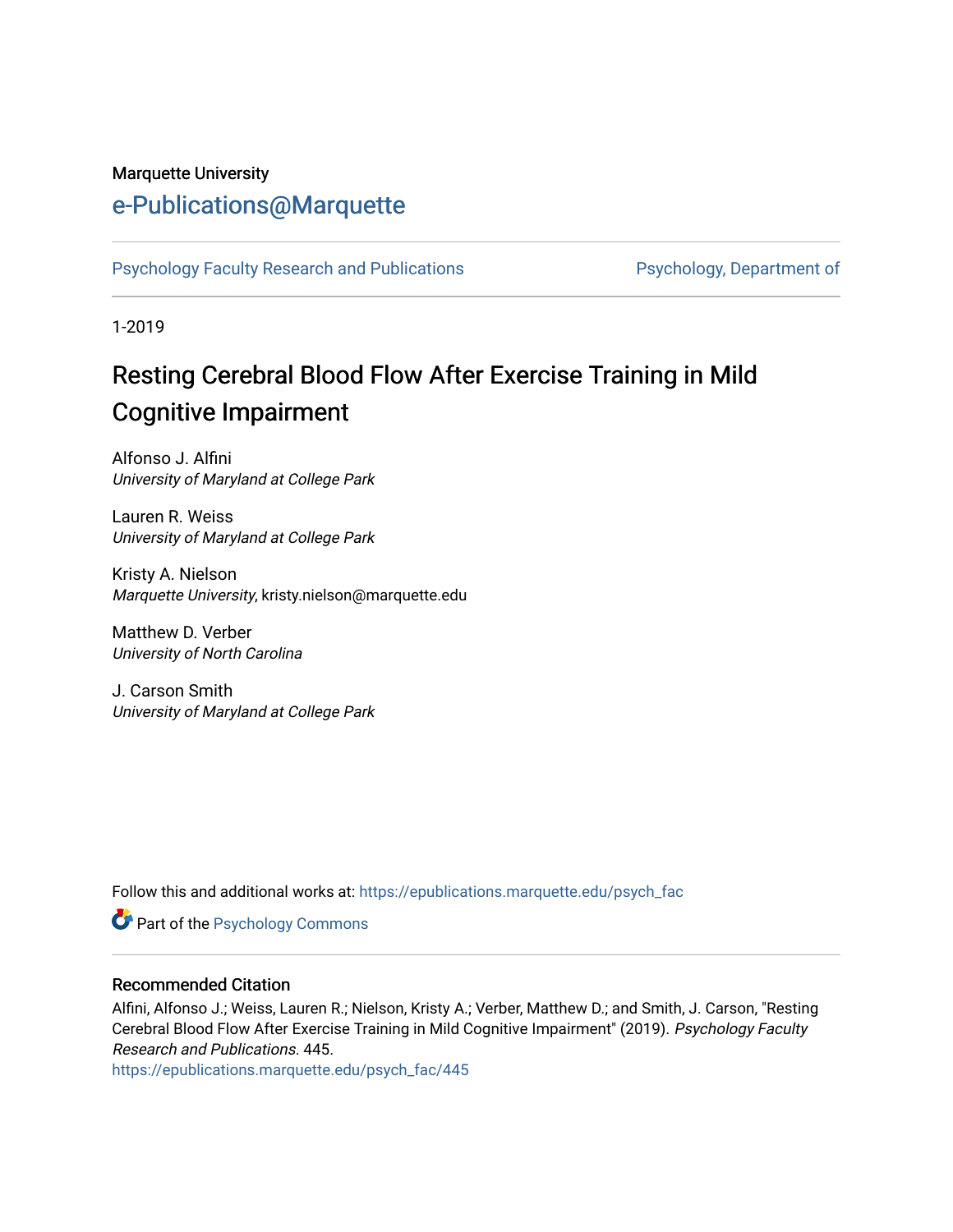Marquette University

# e-Publications@Marquette

Psychology Faculty Research and Publications | Psychology, Department of

1-2019

## Resting Cerebral Blood Flow After Exercise Training in Mild Cognitive Impairment

Alfonso J. Alfini
*University of Maryland at College Park*

Lauren R. Weiss
*University of Maryland at College Park*

Kristy A. Nielson
*Marquette University*, kristy.nielson@marquette.edu

Matthew D. Verber
*University of North Carolina*

J. Carson Smith
*University of Maryland at College Park*

Follow this and additional works at: https://epublications.marquette.edu/psych_fac

Part of the Psychology Commons

### Recommended Citation

Alfini, Alfonso J.; Weiss, Lauren R.; Nielson, Kristy A.; Verber, Matthew D.; and Smith, J. Carson, "Resting Cerebral Blood Flow After Exercise Training in Mild Cognitive Impairment" (2019). *Psychology Faculty Research and Publications*. 445.
https://epublications.marquette.edu/psych_fac/445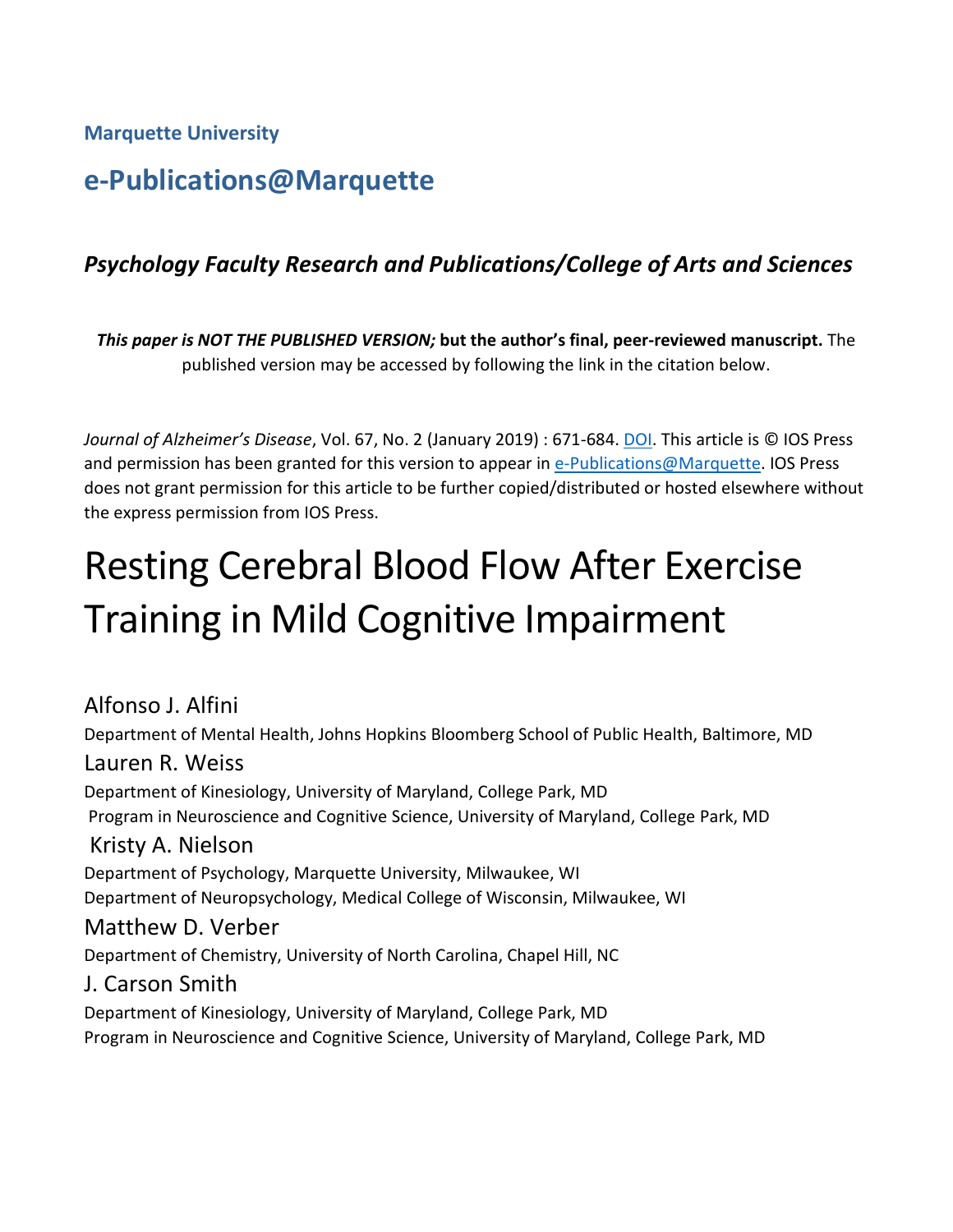**Marquette University**

## e-Publications@Marquette

### *Psychology Faculty Research and Publications/College of Arts and Sciences*

***This paper is NOT THE PUBLISHED VERSION;* but the author's final, peer-reviewed manuscript.** The published version may be accessed by following the link in the citation below.

*Journal of Alzheimer's Disease*, Vol. 67, No. 2 (January 2019) : 671-684. DOI. This article is © IOS Press and permission has been granted for this version to appear in e-Publications@Marquette. IOS Press does not grant permission for this article to be further copied/distributed or hosted elsewhere without the express permission from IOS Press.

# Resting Cerebral Blood Flow After Exercise Training in Mild Cognitive Impairment

Alfonso J. Alfini
Department of Mental Health, Johns Hopkins Bloomberg School of Public Health, Baltimore, MD

Lauren R. Weiss
Department of Kinesiology, University of Maryland, College Park, MD
Program in Neuroscience and Cognitive Science, University of Maryland, College Park, MD

Kristy A. Nielson
Department of Psychology, Marquette University, Milwaukee, WI
Department of Neuropsychology, Medical College of Wisconsin, Milwaukee, WI

Matthew D. Verber
Department of Chemistry, University of North Carolina, Chapel Hill, NC

J. Carson Smith
Department of Kinesiology, University of Maryland, College Park, MD
Program in Neuroscience and Cognitive Science, University of Maryland, College Park, MD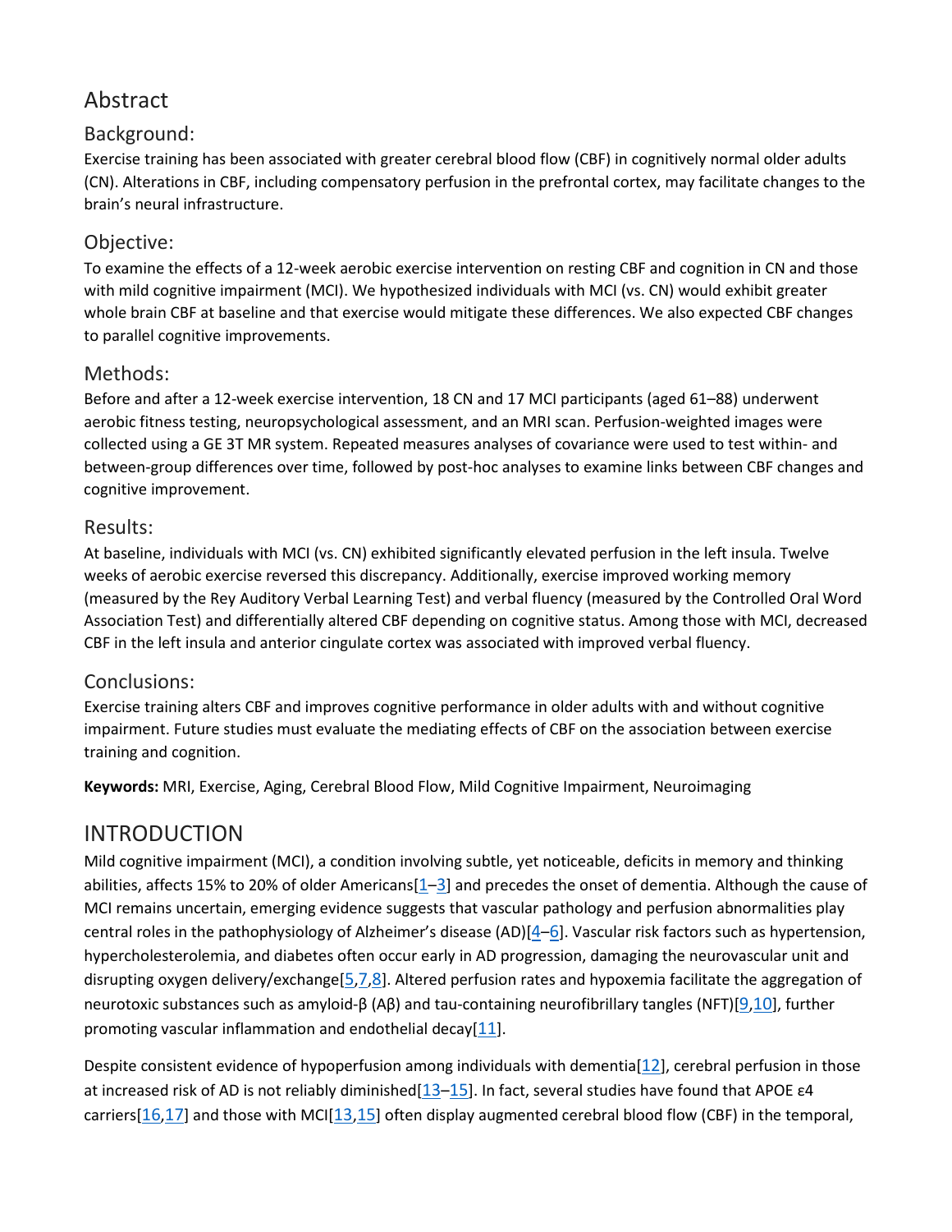## Abstract

### Background:

Exercise training has been associated with greater cerebral blood flow (CBF) in cognitively normal older adults (CN). Alterations in CBF, including compensatory perfusion in the prefrontal cortex, may facilitate changes to the brain's neural infrastructure.

### Objective:

To examine the effects of a 12-week aerobic exercise intervention on resting CBF and cognition in CN and those with mild cognitive impairment (MCI). We hypothesized individuals with MCI (vs. CN) would exhibit greater whole brain CBF at baseline and that exercise would mitigate these differences. We also expected CBF changes to parallel cognitive improvements.

### Methods:

Before and after a 12-week exercise intervention, 18 CN and 17 MCI participants (aged 61–88) underwent aerobic fitness testing, neuropsychological assessment, and an MRI scan. Perfusion-weighted images were collected using a GE 3T MR system. Repeated measures analyses of covariance were used to test within- and between-group differences over time, followed by post-hoc analyses to examine links between CBF changes and cognitive improvement.

### Results:

At baseline, individuals with MCI (vs. CN) exhibited significantly elevated perfusion in the left insula. Twelve weeks of aerobic exercise reversed this discrepancy. Additionally, exercise improved working memory (measured by the Rey Auditory Verbal Learning Test) and verbal fluency (measured by the Controlled Oral Word Association Test) and differentially altered CBF depending on cognitive status. Among those with MCI, decreased CBF in the left insula and anterior cingulate cortex was associated with improved verbal fluency.

### Conclusions:

Exercise training alters CBF and improves cognitive performance in older adults with and without cognitive impairment. Future studies must evaluate the mediating effects of CBF on the association between exercise training and cognition.

**Keywords:** MRI, Exercise, Aging, Cerebral Blood Flow, Mild Cognitive Impairment, Neuroimaging

## INTRODUCTION

Mild cognitive impairment (MCI), a condition involving subtle, yet noticeable, deficits in memory and thinking abilities, affects 15% to 20% of older Americans[1–3] and precedes the onset of dementia. Although the cause of MCI remains uncertain, emerging evidence suggests that vascular pathology and perfusion abnormalities play central roles in the pathophysiology of Alzheimer's disease (AD)[4–6]. Vascular risk factors such as hypertension, hypercholesterolemia, and diabetes often occur early in AD progression, damaging the neurovascular unit and disrupting oxygen delivery/exchange[5,7,8]. Altered perfusion rates and hypoxemia facilitate the aggregation of neurotoxic substances such as amyloid-β (Aβ) and tau-containing neurofibrillary tangles (NFT)[9,10], further promoting vascular inflammation and endothelial decay[11].

Despite consistent evidence of hypoperfusion among individuals with dementia[12], cerebral perfusion in those at increased risk of AD is not reliably diminished[13–15]. In fact, several studies have found that APOE ε4 carriers[16,17] and those with MCI[13,15] often display augmented cerebral blood flow (CBF) in the temporal,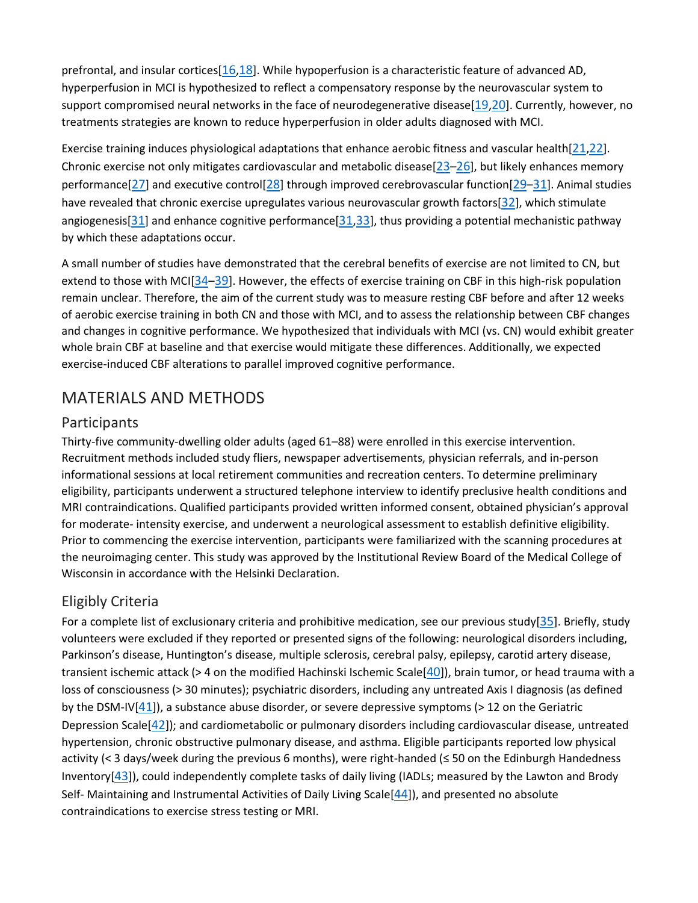prefrontal, and insular cortices[16,18]. While hypoperfusion is a characteristic feature of advanced AD, hyperperfusion in MCI is hypothesized to reflect a compensatory response by the neurovascular system to support compromised neural networks in the face of neurodegenerative disease[19,20]. Currently, however, no treatments strategies are known to reduce hyperperfusion in older adults diagnosed with MCI.

Exercise training induces physiological adaptations that enhance aerobic fitness and vascular health[21,22]. Chronic exercise not only mitigates cardiovascular and metabolic disease[23–26], but likely enhances memory performance[27] and executive control[28] through improved cerebrovascular function[29–31]. Animal studies have revealed that chronic exercise upregulates various neurovascular growth factors[32], which stimulate angiogenesis[31] and enhance cognitive performance[31,33], thus providing a potential mechanistic pathway by which these adaptations occur.

A small number of studies have demonstrated that the cerebral benefits of exercise are not limited to CN, but extend to those with MCI[34–39]. However, the effects of exercise training on CBF in this high-risk population remain unclear. Therefore, the aim of the current study was to measure resting CBF before and after 12 weeks of aerobic exercise training in both CN and those with MCI, and to assess the relationship between CBF changes and changes in cognitive performance. We hypothesized that individuals with MCI (vs. CN) would exhibit greater whole brain CBF at baseline and that exercise would mitigate these differences. Additionally, we expected exercise-induced CBF alterations to parallel improved cognitive performance.

# MATERIALS AND METHODS

## Participants

Thirty-five community-dwelling older adults (aged 61–88) were enrolled in this exercise intervention. Recruitment methods included study fliers, newspaper advertisements, physician referrals, and in-person informational sessions at local retirement communities and recreation centers. To determine preliminary eligibility, participants underwent a structured telephone interview to identify preclusive health conditions and MRI contraindications. Qualified participants provided written informed consent, obtained physician's approval for moderate- intensity exercise, and underwent a neurological assessment to establish definitive eligibility. Prior to commencing the exercise intervention, participants were familiarized with the scanning procedures at the neuroimaging center. This study was approved by the Institutional Review Board of the Medical College of Wisconsin in accordance with the Helsinki Declaration.

## Eligibly Criteria

For a complete list of exclusionary criteria and prohibitive medication, see our previous study[35]. Briefly, study volunteers were excluded if they reported or presented signs of the following: neurological disorders including, Parkinson's disease, Huntington's disease, multiple sclerosis, cerebral palsy, epilepsy, carotid artery disease, transient ischemic attack (> 4 on the modified Hachinski Ischemic Scale[40]), brain tumor, or head trauma with a loss of consciousness (> 30 minutes); psychiatric disorders, including any untreated Axis I diagnosis (as defined by the DSM-IV[41]), a substance abuse disorder, or severe depressive symptoms (> 12 on the Geriatric Depression Scale[42]); and cardiometabolic or pulmonary disorders including cardiovascular disease, untreated hypertension, chronic obstructive pulmonary disease, and asthma. Eligible participants reported low physical activity (< 3 days/week during the previous 6 months), were right-handed (≤ 50 on the Edinburgh Handedness Inventory[43]), could independently complete tasks of daily living (IADLs; measured by the Lawton and Brody Self- Maintaining and Instrumental Activities of Daily Living Scale[44]), and presented no absolute contraindications to exercise stress testing or MRI.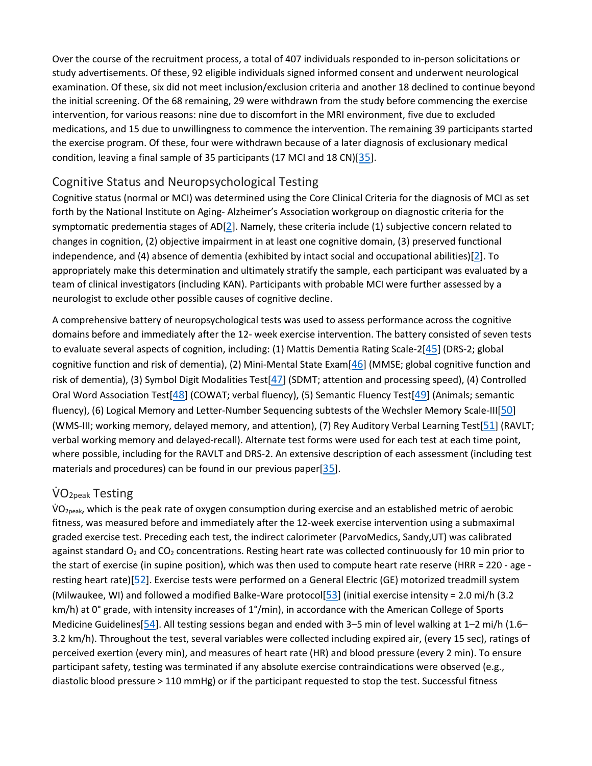Over the course of the recruitment process, a total of 407 individuals responded to in-person solicitations or study advertisements. Of these, 92 eligible individuals signed informed consent and underwent neurological examination. Of these, six did not meet inclusion/exclusion criteria and another 18 declined to continue beyond the initial screening. Of the 68 remaining, 29 were withdrawn from the study before commencing the exercise intervention, for various reasons: nine due to discomfort in the MRI environment, five due to excluded medications, and 15 due to unwillingness to commence the intervention. The remaining 39 participants started the exercise program. Of these, four were withdrawn because of a later diagnosis of exclusionary medical condition, leaving a final sample of 35 participants (17 MCI and 18 CN)[35].

## Cognitive Status and Neuropsychological Testing

Cognitive status (normal or MCI) was determined using the Core Clinical Criteria for the diagnosis of MCI as set forth by the National Institute on Aging- Alzheimer's Association workgroup on diagnostic criteria for the symptomatic predementia stages of AD[2]. Namely, these criteria include (1) subjective concern related to changes in cognition, (2) objective impairment in at least one cognitive domain, (3) preserved functional independence, and (4) absence of dementia (exhibited by intact social and occupational abilities)[2]. To appropriately make this determination and ultimately stratify the sample, each participant was evaluated by a team of clinical investigators (including KAN). Participants with probable MCI were further assessed by a neurologist to exclude other possible causes of cognitive decline.

A comprehensive battery of neuropsychological tests was used to assess performance across the cognitive domains before and immediately after the 12- week exercise intervention. The battery consisted of seven tests to evaluate several aspects of cognition, including: (1) Mattis Dementia Rating Scale-2[45] (DRS-2; global cognitive function and risk of dementia), (2) Mini-Mental State Exam[46] (MMSE; global cognitive function and risk of dementia), (3) Symbol Digit Modalities Test[47] (SDMT; attention and processing speed), (4) Controlled Oral Word Association Test[48] (COWAT; verbal fluency), (5) Semantic Fluency Test[49] (Animals; semantic fluency), (6) Logical Memory and Letter-Number Sequencing subtests of the Wechsler Memory Scale-III[50] (WMS-III; working memory, delayed memory, and attention), (7) Rey Auditory Verbal Learning Test[51] (RAVLT; verbal working memory and delayed-recall). Alternate test forms were used for each test at each time point, where possible, including for the RAVLT and DRS-2. An extensive description of each assessment (including test materials and procedures) can be found in our previous paper[35].

## $\dot{V}O_{2peak}$ Testing

$\dot{V}O_{2peak}$, which is the peak rate of oxygen consumption during exercise and an established metric of aerobic fitness, was measured before and immediately after the 12-week exercise intervention using a submaximal graded exercise test. Preceding each test, the indirect calorimeter (ParvoMedics, Sandy,UT) was calibrated against standard $O_2$ and $CO_2$ concentrations. Resting heart rate was collected continuously for 10 min prior to the start of exercise (in supine position), which was then used to compute heart rate reserve (HRR = 220 - age - resting heart rate)[52]. Exercise tests were performed on a General Electric (GE) motorized treadmill system (Milwaukee, WI) and followed a modified Balke-Ware protocol[53] (initial exercise intensity = 2.0 mi/h (3.2 km/h) at 0° grade, with intensity increases of 1°/min), in accordance with the American College of Sports Medicine Guidelines[54]. All testing sessions began and ended with 3–5 min of level walking at 1–2 mi/h (1.6–3.2 km/h). Throughout the test, several variables were collected including expired air, (every 15 sec), ratings of perceived exertion (every min), and measures of heart rate (HR) and blood pressure (every 2 min). To ensure participant safety, testing was terminated if any absolute exercise contraindications were observed (e.g., diastolic blood pressure > 110 mmHg) or if the participant requested to stop the test. Successful fitness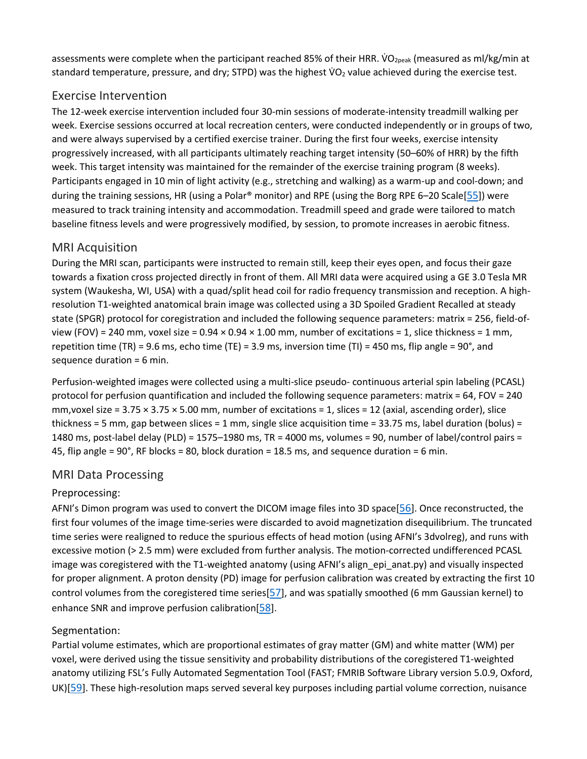assessments were complete when the participant reached 85% of their HRR. $\dot{V}O_{2peak}$ (measured as ml/kg/min at standard temperature, pressure, and dry; STPD) was the highest $\dot{V}O_2$ value achieved during the exercise test.

## Exercise Intervention

The 12-week exercise intervention included four 30-min sessions of moderate-intensity treadmill walking per week. Exercise sessions occurred at local recreation centers, were conducted independently or in groups of two, and were always supervised by a certified exercise trainer. During the first four weeks, exercise intensity progressively increased, with all participants ultimately reaching target intensity (50–60% of HRR) by the fifth week. This target intensity was maintained for the remainder of the exercise training program (8 weeks). Participants engaged in 10 min of light activity (e.g., stretching and walking) as a warm-up and cool-down; and during the training sessions, HR (using a Polar® monitor) and RPE (using the Borg RPE 6–20 Scale[55]) were measured to track training intensity and accommodation. Treadmill speed and grade were tailored to match baseline fitness levels and were progressively modified, by session, to promote increases in aerobic fitness.

## MRI Acquisition

During the MRI scan, participants were instructed to remain still, keep their eyes open, and focus their gaze towards a fixation cross projected directly in front of them. All MRI data were acquired using a GE 3.0 Tesla MR system (Waukesha, WI, USA) with a quad/split head coil for radio frequency transmission and reception. A high-resolution T1-weighted anatomical brain image was collected using a 3D Spoiled Gradient Recalled at steady state (SPGR) protocol for coregistration and included the following sequence parameters: matrix = 256, field-of-view (FOV) = 240 mm, voxel size = 0.94 × 0.94 × 1.00 mm, number of excitations = 1, slice thickness = 1 mm, repetition time (TR) = 9.6 ms, echo time (TE) = 3.9 ms, inversion time (TI) = 450 ms, flip angle = 90°, and sequence duration = 6 min.

Perfusion-weighted images were collected using a multi-slice pseudo- continuous arterial spin labeling (PCASL) protocol for perfusion quantification and included the following sequence parameters: matrix = 64, FOV = 240 mm,voxel size = 3.75 × 3.75 × 5.00 mm, number of excitations = 1, slices = 12 (axial, ascending order), slice thickness = 5 mm, gap between slices = 1 mm, single slice acquisition time = 33.75 ms, label duration (bolus) = 1480 ms, post-label delay (PLD) = 1575–1980 ms, TR = 4000 ms, volumes = 90, number of label/control pairs = 45, flip angle = 90°, RF blocks = 80, block duration = 18.5 ms, and sequence duration = 6 min.

## MRI Data Processing

### Preprocessing:

AFNI's Dimon program was used to convert the DICOM image files into 3D space[56]. Once reconstructed, the first four volumes of the image time-series were discarded to avoid magnetization disequilibrium. The truncated time series were realigned to reduce the spurious effects of head motion (using AFNI's 3dvolreg), and runs with excessive motion (> 2.5 mm) were excluded from further analysis. The motion-corrected undifferenced PCASL image was coregistered with the T1-weighted anatomy (using AFNI's align_epi_anat.py) and visually inspected for proper alignment. A proton density (PD) image for perfusion calibration was created by extracting the first 10 control volumes from the coregistered time series[57], and was spatially smoothed (6 mm Gaussian kernel) to enhance SNR and improve perfusion calibration[58].

### Segmentation:

Partial volume estimates, which are proportional estimates of gray matter (GM) and white matter (WM) per voxel, were derived using the tissue sensitivity and probability distributions of the coregistered T1-weighted anatomy utilizing FSL's Fully Automated Segmentation Tool (FAST; FMRIB Software Library version 5.0.9, Oxford, UK)[59]. These high-resolution maps served several key purposes including partial volume correction, nuisance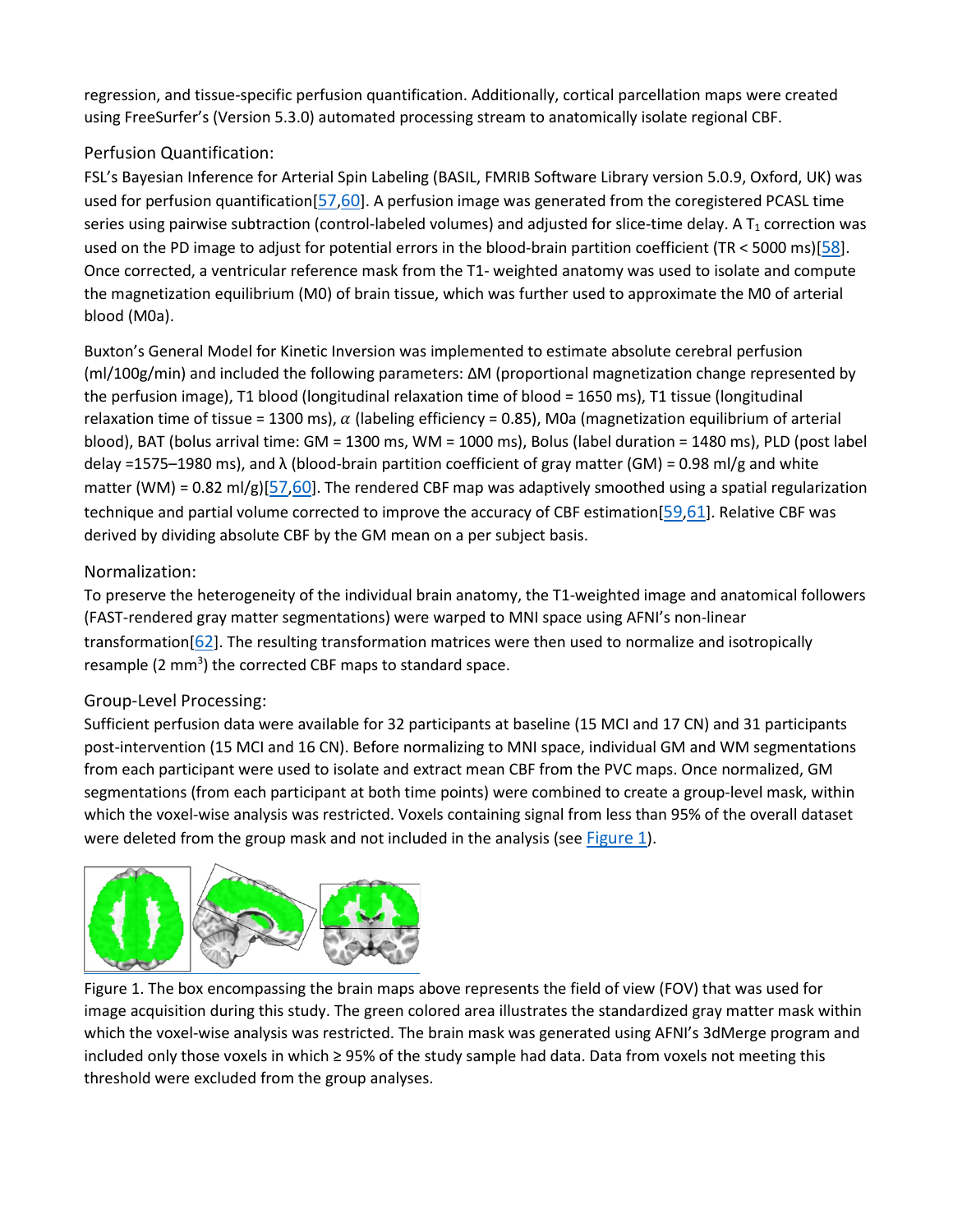regression, and tissue-specific perfusion quantification. Additionally, cortical parcellation maps were created using FreeSurfer's (Version 5.3.0) automated processing stream to anatomically isolate regional CBF.

### Perfusion Quantification:

FSL's Bayesian Inference for Arterial Spin Labeling (BASIL, FMRIB Software Library version 5.0.9, Oxford, UK) was used for perfusion quantification[57,60]. A perfusion image was generated from the coregistered PCASL time series using pairwise subtraction (control-labeled volumes) and adjusted for slice-time delay. A $T_1$ correction was used on the PD image to adjust for potential errors in the blood-brain partition coefficient (TR < 5000 ms)[58]. Once corrected, a ventricular reference mask from the T1- weighted anatomy was used to isolate and compute the magnetization equilibrium (M0) of brain tissue, which was further used to approximate the M0 of arterial blood (M0a).

Buxton's General Model for Kinetic Inversion was implemented to estimate absolute cerebral perfusion (ml/100g/min) and included the following parameters: ΔM (proportional magnetization change represented by the perfusion image), T1 blood (longitudinal relaxation time of blood = 1650 ms), T1 tissue (longitudinal relaxation time of tissue = 1300 ms), $\alpha$ (labeling efficiency = 0.85), M0a (magnetization equilibrium of arterial blood), BAT (bolus arrival time: GM = 1300 ms, WM = 1000 ms), Bolus (label duration = 1480 ms), PLD (post label delay =1575–1980 ms), and λ (blood-brain partition coefficient of gray matter (GM) = 0.98 ml/g and white matter (WM) = 0.82 ml/g)[57,60]. The rendered CBF map was adaptively smoothed using a spatial regularization technique and partial volume corrected to improve the accuracy of CBF estimation[59,61]. Relative CBF was derived by dividing absolute CBF by the GM mean on a per subject basis.

### Normalization:

To preserve the heterogeneity of the individual brain anatomy, the T1-weighted image and anatomical followers (FAST-rendered gray matter segmentations) were warped to MNI space using AFNI's non-linear transformation[62]. The resulting transformation matrices were then used to normalize and isotropically resample (2 mm$^3$) the corrected CBF maps to standard space.

### Group-Level Processing:

Sufficient perfusion data were available for 32 participants at baseline (15 MCI and 17 CN) and 31 participants post-intervention (15 MCI and 16 CN). Before normalizing to MNI space, individual GM and WM segmentations from each participant were used to isolate and extract mean CBF from the PVC maps. Once normalized, GM segmentations (from each participant at both time points) were combined to create a group-level mask, within which the voxel-wise analysis was restricted. Voxels containing signal from less than 95% of the overall dataset were deleted from the group mask and not included in the analysis (see Figure 1).

Figure 1. The box encompassing the brain maps above represents the field of view (FOV) that was used for image acquisition during this study. The green colored area illustrates the standardized gray matter mask within which the voxel-wise analysis was restricted. The brain mask was generated using AFNI's 3dMerge program and included only those voxels in which ≥ 95% of the study sample had data. Data from voxels not meeting this threshold were excluded from the group analyses.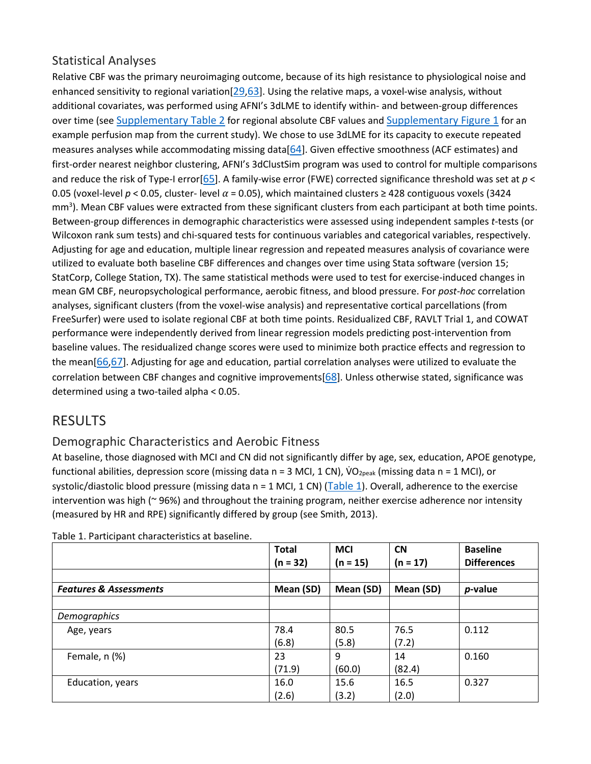## Statistical Analyses

Relative CBF was the primary neuroimaging outcome, because of its high resistance to physiological noise and enhanced sensitivity to regional variation[29,63]. Using the relative maps, a voxel-wise analysis, without additional covariates, was performed using AFNI's 3dLME to identify within- and between-group differences over time (see Supplementary Table 2 for regional absolute CBF values and Supplementary Figure 1 for an example perfusion map from the current study). We chose to use 3dLME for its capacity to execute repeated measures analyses while accommodating missing data[64]. Given effective smoothness (ACF estimates) and first-order nearest neighbor clustering, AFNI's 3dClustSim program was used to control for multiple comparisons and reduce the risk of Type-I error[65]. A family-wise error (FWE) corrected significance threshold was set at $p < 0.05$ (voxel-level $p < 0.05$, cluster- level $\alpha = 0.05$), which maintained clusters ≥ 428 contiguous voxels (3424 $mm^3$). Mean CBF values were extracted from these significant clusters from each participant at both time points. Between-group differences in demographic characteristics were assessed using independent samples *t*-tests (or Wilcoxon rank sum tests) and chi-squared tests for continuous variables and categorical variables, respectively. Adjusting for age and education, multiple linear regression and repeated measures analysis of covariance were utilized to evaluate both baseline CBF differences and changes over time using Stata software (version 15; StatCorp, College Station, TX). The same statistical methods were used to test for exercise-induced changes in mean GM CBF, neuropsychological performance, aerobic fitness, and blood pressure. For *post-hoc* correlation analyses, significant clusters (from the voxel-wise analysis) and representative cortical parcellations (from FreeSurfer) were used to isolate regional CBF at both time points. Residualized CBF, RAVLT Trial 1, and COWAT performance were independently derived from linear regression models predicting post-intervention from baseline values. The residualized change scores were used to minimize both practice effects and regression to the mean[66,67]. Adjusting for age and education, partial correlation analyses were utilized to evaluate the correlation between CBF changes and cognitive improvements[68]. Unless otherwise stated, significance was determined using a two-tailed alpha < 0.05.

# RESULTS

## Demographic Characteristics and Aerobic Fitness

At baseline, those diagnosed with MCI and CN did not significantly differ by age, sex, education, APOE genotype, functional abilities, depression score (missing data n = 3 MCI, 1 CN), $\dot{V}O_{2peak}$ (missing data n = 1 MCI), or systolic/diastolic blood pressure (missing data n = 1 MCI, 1 CN) (Table 1). Overall, adherence to the exercise intervention was high (~ 96%) and throughout the training program, neither exercise adherence nor intensity (measured by HR and RPE) significantly differed by group (see Smith, 2013).

Table 1. Participant characteristics at baseline.

| | **Total (n = 32)** | **MCI (n = 15)** | **CN (n = 17)** | **Baseline Differences** |
|---|---|---|---|---|
| | | | | |
| ***Features & Assessments*** | **Mean (SD)** | **Mean (SD)** | **Mean (SD)** | ***p*-value** |
| | | | | |
| *Demographics* | | | | |
| Age, years | 78.4 (6.8) | 80.5 (5.8) | 76.5 (7.2) | 0.112 |
| Female, n (%) | 23 (71.9) | 9 (60.0) | 14 (82.4) | 0.160 |
| Education, years | 16.0 (2.6) | 15.6 (3.2) | 16.5 (2.0) | 0.327 |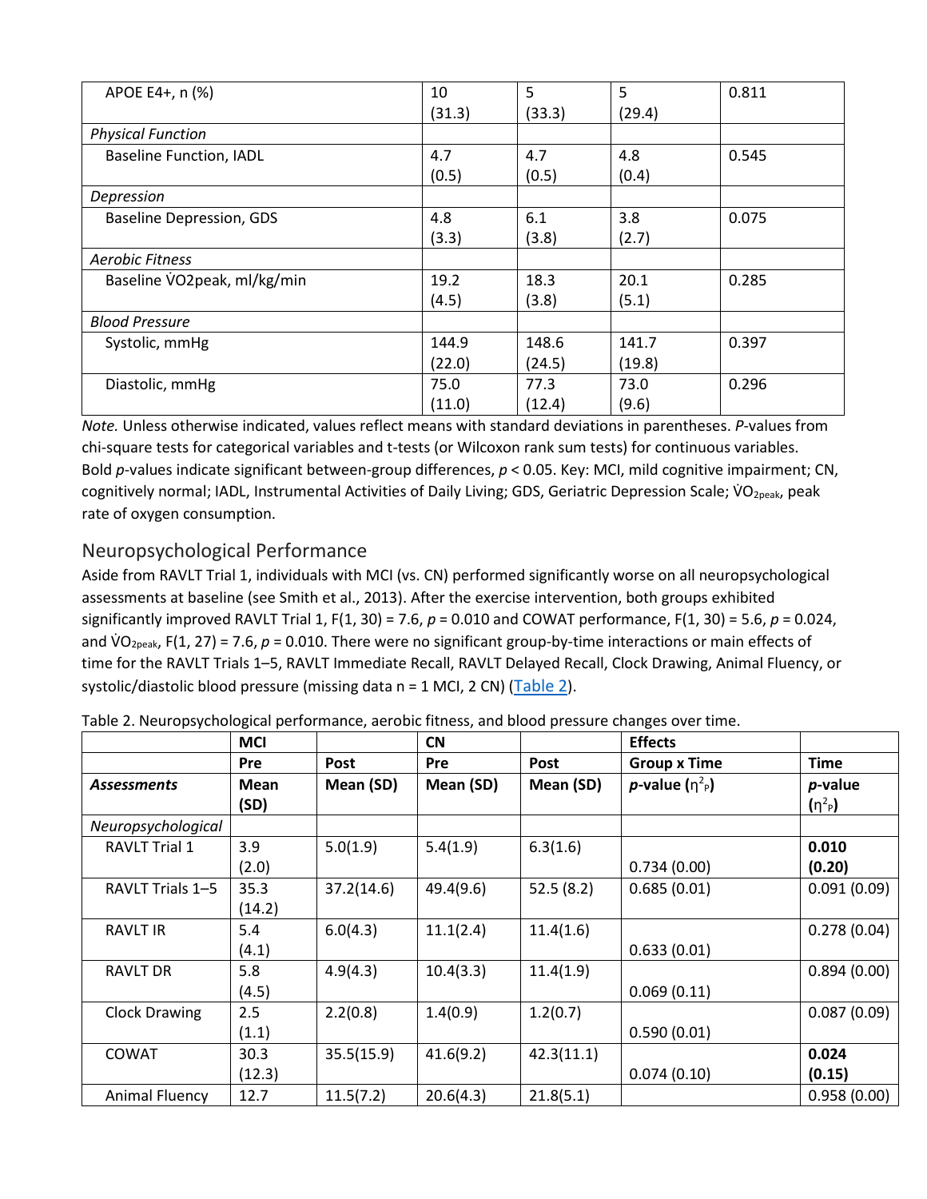| APOE E4+, n (%) | 10 (31.3) | 5 (33.3) | 5 (29.4) | 0.811 |
|---|---|---|---|---|
| *Physical Function* | | | | |
| Baseline Function, IADL | 4.7 (0.5) | 4.7 (0.5) | 4.8 (0.4) | 0.545 |
| *Depression* | | | | |
| Baseline Depression, GDS | 4.8 (3.3) | 6.1 (3.8) | 3.8 (2.7) | 0.075 |
| *Aerobic Fitness* | | | | |
| Baseline $\dot{V}O2peak$, ml/kg/min | 19.2 (4.5) | 18.3 (3.8) | 20.1 (5.1) | 0.285 |
| *Blood Pressure* | | | | |
| Systolic, mmHg | 144.9 (22.0) | 148.6 (24.5) | 141.7 (19.8) | 0.397 |
| Diastolic, mmHg | 75.0 (11.0) | 77.3 (12.4) | 73.0 (9.6) | 0.296 |

*Note.* Unless otherwise indicated, values reflect means with standard deviations in parentheses. *P*-values from chi-square tests for categorical variables and t-tests (or Wilcoxon rank sum tests) for continuous variables. Bold *p*-values indicate significant between-group differences, $p < 0.05$. Key: MCI, mild cognitive impairment; CN, cognitively normal; IADL, Instrumental Activities of Daily Living; GDS, Geriatric Depression Scale; $\dot{V}O_{2peak}$, peak rate of oxygen consumption.

## Neuropsychological Performance

Aside from RAVLT Trial 1, individuals with MCI (vs. CN) performed significantly worse on all neuropsychological assessments at baseline (see Smith et al., 2013). After the exercise intervention, both groups exhibited significantly improved RAVLT Trial 1, $F(1, 30) = 7.6$, $p = 0.010$ and COWAT performance, $F(1, 30) = 5.6$, $p = 0.024$, and $\dot{V}O_{2peak}$, $F(1, 27) = 7.6$, $p = 0.010$. There were no significant group-by-time interactions or main effects of time for the RAVLT Trials 1–5, RAVLT Immediate Recall, RAVLT Delayed Recall, Clock Drawing, Animal Fluency, or systolic/diastolic blood pressure (missing data n = 1 MCI, 2 CN) (Table 2).

Table 2. Neuropsychological performance, aerobic fitness, and blood pressure changes over time.

| | MCI | | CN | | Effects | |
|---|---|---|---|---|---|---|
| | Pre | Post | Pre | Post | Group x Time | Time |
| ***Assessments*** | **Mean (SD)** | **Mean (SD)** | **Mean (SD)** | **Mean (SD)** | ***p*-value ($\eta^2_p$)** | ***p*-value ($\eta^2_p$)** |
| *Neuropsychological* | | | | | | |
| RAVLT Trial 1 | 3.9 (2.0) | 5.0(1.9) | 5.4(1.9) | 6.3(1.6) | 0.734 (0.00) | **0.010 (0.20)** |
| RAVLT Trials 1–5 | 35.3 (14.2) | 37.2(14.6) | 49.4(9.6) | 52.5 (8.2) | 0.685 (0.01) | 0.091 (0.09) |
| RAVLT IR | 5.4 (4.1) | 6.0(4.3) | 11.1(2.4) | 11.4(1.6) | 0.633 (0.01) | 0.278 (0.04) |
| RAVLT DR | 5.8 (4.5) | 4.9(4.3) | 10.4(3.3) | 11.4(1.9) | 0.069 (0.11) | 0.894 (0.00) |
| Clock Drawing | 2.5 (1.1) | 2.2(0.8) | 1.4(0.9) | 1.2(0.7) | 0.590 (0.01) | 0.087 (0.09) |
| COWAT | 30.3 (12.3) | 35.5(15.9) | 41.6(9.2) | 42.3(11.1) | 0.074 (0.10) | **0.024 (0.15)** |
| Animal Fluency | 12.7 | 11.5(7.2) | 20.6(4.3) | 21.8(5.1) | | 0.958 (0.00) |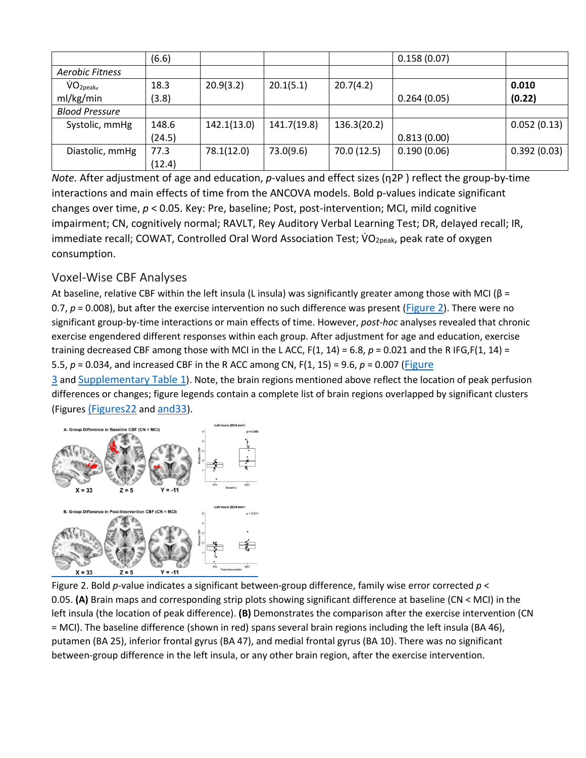| | (6.6) | | | | 0.158 (0.07) | |
|---|---|---|---|---|---|---|
| *Aerobic Fitness* | | | | | | |
| $\dot{V}O_{2peak}$, ml/kg/min | 18.3 (3.8) | 20.9(3.2) | 20.1(5.1) | 20.7(4.2) | 0.264 (0.05) | **0.010 (0.22)** |
| *Blood Pressure* | | | | | | |
| Systolic, mmHg | 148.6 (24.5) | 142.1(13.0) | 141.7(19.8) | 136.3(20.2) | 0.813 (0.00) | 0.052 (0.13) |
| Diastolic, mmHg | 77.3 (12.4) | 78.1(12.0) | 73.0(9.6) | 70.0 (12.5) | 0.190 (0.06) | 0.392 (0.03) |

*Note.* After adjustment of age and education, *p*-values and effect sizes ($\eta^2_P$ ) reflect the group-by-time interactions and main effects of time from the ANCOVA models. Bold p-values indicate significant changes over time, $p < 0.05$. Key: Pre, baseline; Post, post-intervention; MCI, mild cognitive impairment; CN, cognitively normal; RAVLT, Rey Auditory Verbal Learning Test; DR, delayed recall; IR, immediate recall; COWAT, Controlled Oral Word Association Test; $\dot{V}O_{2peak}$, peak rate of oxygen consumption.

## Voxel-Wise CBF Analyses

At baseline, relative CBF within the left insula (L insula) was significantly greater among those with MCI (β = 0.7, $p = 0.008$), but after the exercise intervention no such difference was present (Figure 2). There were no significant group-by-time interactions or main effects of time. However, *post-hoc* analyses revealed that chronic exercise engendered different responses within each group. After adjustment for age and education, exercise training decreased CBF among those with MCI in the L ACC, $F(1, 14) = 6.8$, $p = 0.021$ and the R IFG, $F(1, 14) = 5.5$, $p = 0.034$, and increased CBF in the R ACC among CN, $F(1, 15) = 9.6$, $p = 0.007$ (Figure 3 and Supplementary Table 1). Note, the brain regions mentioned above reflect the location of peak perfusion differences or changes; figure legends contain a complete list of brain regions overlapped by significant clusters (Figures (Figures22 and and33).

Figure 2. Bold *p*-value indicates a significant between-group difference, family wise error corrected $p < 0.05$. **(A)** Brain maps and corresponding strip plots showing significant difference at baseline (CN < MCI) in the left insula (the location of peak difference). **(B)** Demonstrates the comparison after the exercise intervention (CN = MCI). The baseline difference (shown in red) spans several brain regions including the left insula (BA 46), putamen (BA 25), inferior frontal gyrus (BA 47), and medial frontal gyrus (BA 10). There was no significant between-group difference in the left insula, or any other brain region, after the exercise intervention.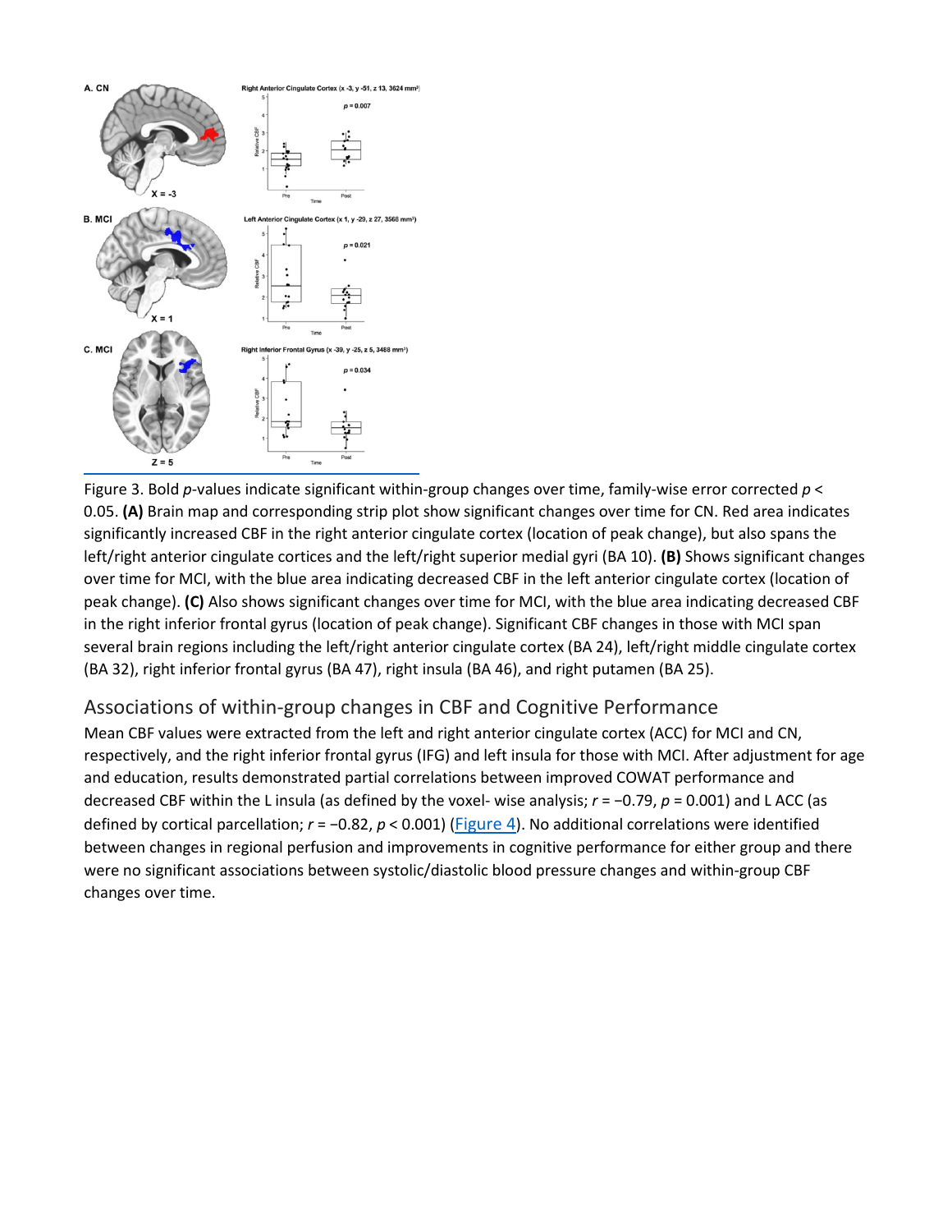Figure 3. Bold *p*-values indicate significant within-group changes over time, family-wise error corrected $p < 0.05$. **(A)** Brain map and corresponding strip plot show significant changes over time for CN. Red area indicates significantly increased CBF in the right anterior cingulate cortex (location of peak change), but also spans the left/right anterior cingulate cortices and the left/right superior medial gyri (BA 10). **(B)** Shows significant changes over time for MCI, with the blue area indicating decreased CBF in the left anterior cingulate cortex (location of peak change). **(C)** Also shows significant changes over time for MCI, with the blue area indicating decreased CBF in the right inferior frontal gyrus (location of peak change). Significant CBF changes in those with MCI span several brain regions including the left/right anterior cingulate cortex (BA 24), left/right middle cingulate cortex (BA 32), right inferior frontal gyrus (BA 47), right insula (BA 46), and right putamen (BA 25).

## Associations of within-group changes in CBF and Cognitive Performance

Mean CBF values were extracted from the left and right anterior cingulate cortex (ACC) for MCI and CN, respectively, and the right inferior frontal gyrus (IFG) and left insula for those with MCI. After adjustment for age and education, results demonstrated partial correlations between improved COWAT performance and decreased CBF within the L insula (as defined by the voxel- wise analysis; $r = -0.79$, $p = 0.001$) and L ACC (as defined by cortical parcellation; $r = -0.82$, $p < 0.001$) (Figure 4). No additional correlations were identified between changes in regional perfusion and improvements in cognitive performance for either group and there were no significant associations between systolic/diastolic blood pressure changes and within-group CBF changes over time.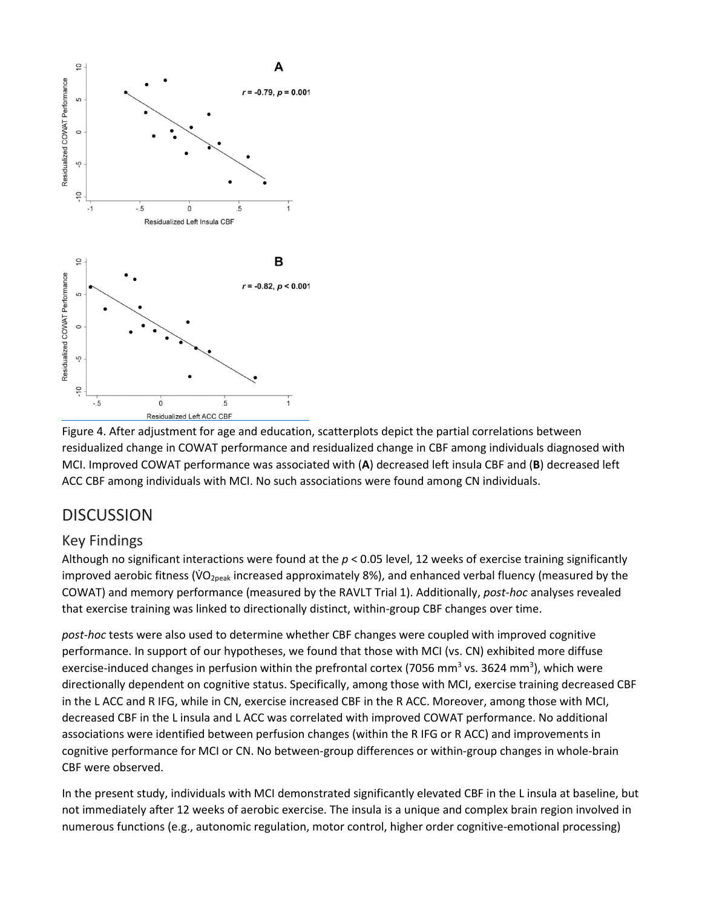Figure 4. After adjustment for age and education, scatterplots depict the partial correlations between residualized change in COWAT performance and residualized change in CBF among individuals diagnosed with MCI. Improved COWAT performance was associated with (**A**) decreased left insula CBF and (**B**) decreased left ACC CBF among individuals with MCI. No such associations were found among CN individuals.

## DISCUSSION

### Key Findings

Although no significant interactions were found at the $p < 0.05$ level, 12 weeks of exercise training significantly improved aerobic fitness ($\dot{V}O_{2peak}$ increased approximately 8%), and enhanced verbal fluency (measured by the COWAT) and memory performance (measured by the RAVLT Trial 1). Additionally, *post-hoc* analyses revealed that exercise training was linked to directionally distinct, within-group CBF changes over time.

*post-hoc* tests were also used to determine whether CBF changes were coupled with improved cognitive performance. In support of our hypotheses, we found that those with MCI (vs. CN) exhibited more diffuse exercise-induced changes in perfusion within the prefrontal cortex (7056 $mm^3$ vs. 3624 $mm^3$), which were directionally dependent on cognitive status. Specifically, among those with MCI, exercise training decreased CBF in the L ACC and R IFG, while in CN, exercise increased CBF in the R ACC. Moreover, among those with MCI, decreased CBF in the L insula and L ACC was correlated with improved COWAT performance. No additional associations were identified between perfusion changes (within the R IFG or R ACC) and improvements in cognitive performance for MCI or CN. No between-group differences or within-group changes in whole-brain CBF were observed.

In the present study, individuals with MCI demonstrated significantly elevated CBF in the L insula at baseline, but not immediately after 12 weeks of aerobic exercise. The insula is a unique and complex brain region involved in numerous functions (e.g., autonomic regulation, motor control, higher order cognitive-emotional processing)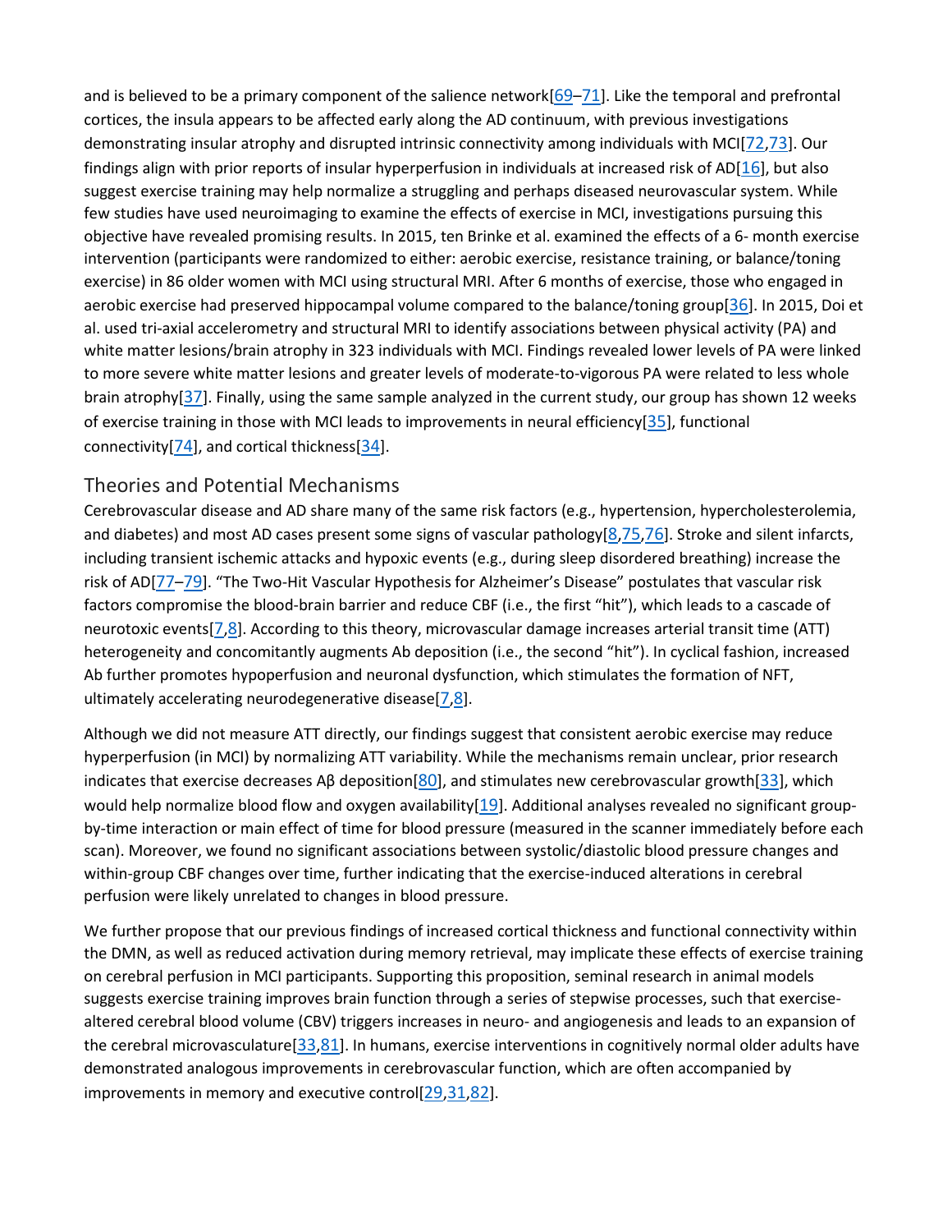and is believed to be a primary component of the salience network[69–71]. Like the temporal and prefrontal cortices, the insula appears to be affected early along the AD continuum, with previous investigations demonstrating insular atrophy and disrupted intrinsic connectivity among individuals with MCI[72,73]. Our findings align with prior reports of insular hyperperfusion in individuals at increased risk of AD[16], but also suggest exercise training may help normalize a struggling and perhaps diseased neurovascular system. While few studies have used neuroimaging to examine the effects of exercise in MCI, investigations pursuing this objective have revealed promising results. In 2015, ten Brinke et al. examined the effects of a 6- month exercise intervention (participants were randomized to either: aerobic exercise, resistance training, or balance/toning exercise) in 86 older women with MCI using structural MRI. After 6 months of exercise, those who engaged in aerobic exercise had preserved hippocampal volume compared to the balance/toning group[36]. In 2015, Doi et al. used tri-axial accelerometry and structural MRI to identify associations between physical activity (PA) and white matter lesions/brain atrophy in 323 individuals with MCI. Findings revealed lower levels of PA were linked to more severe white matter lesions and greater levels of moderate-to-vigorous PA were related to less whole brain atrophy[37]. Finally, using the same sample analyzed in the current study, our group has shown 12 weeks of exercise training in those with MCI leads to improvements in neural efficiency[35], functional connectivity[74], and cortical thickness[34].

## Theories and Potential Mechanisms

Cerebrovascular disease and AD share many of the same risk factors (e.g., hypertension, hypercholesterolemia, and diabetes) and most AD cases present some signs of vascular pathology[8,75,76]. Stroke and silent infarcts, including transient ischemic attacks and hypoxic events (e.g., during sleep disordered breathing) increase the risk of AD[77–79]. "The Two-Hit Vascular Hypothesis for Alzheimer's Disease" postulates that vascular risk factors compromise the blood-brain barrier and reduce CBF (i.e., the first "hit"), which leads to a cascade of neurotoxic events[7,8]. According to this theory, microvascular damage increases arterial transit time (ATT) heterogeneity and concomitantly augments Ab deposition (i.e., the second "hit"). In cyclical fashion, increased Ab further promotes hypoperfusion and neuronal dysfunction, which stimulates the formation of NFT, ultimately accelerating neurodegenerative disease[7,8].

Although we did not measure ATT directly, our findings suggest that consistent aerobic exercise may reduce hyperperfusion (in MCI) by normalizing ATT variability. While the mechanisms remain unclear, prior research indicates that exercise decreases Aβ deposition[80], and stimulates new cerebrovascular growth[33], which would help normalize blood flow and oxygen availability[19]. Additional analyses revealed no significant group-by-time interaction or main effect of time for blood pressure (measured in the scanner immediately before each scan). Moreover, we found no significant associations between systolic/diastolic blood pressure changes and within-group CBF changes over time, further indicating that the exercise-induced alterations in cerebral perfusion were likely unrelated to changes in blood pressure.

We further propose that our previous findings of increased cortical thickness and functional connectivity within the DMN, as well as reduced activation during memory retrieval, may implicate these effects of exercise training on cerebral perfusion in MCI participants. Supporting this proposition, seminal research in animal models suggests exercise training improves brain function through a series of stepwise processes, such that exercise-altered cerebral blood volume (CBV) triggers increases in neuro- and angiogenesis and leads to an expansion of the cerebral microvasculature[33,81]. In humans, exercise interventions in cognitively normal older adults have demonstrated analogous improvements in cerebrovascular function, which are often accompanied by improvements in memory and executive control[29,31,82].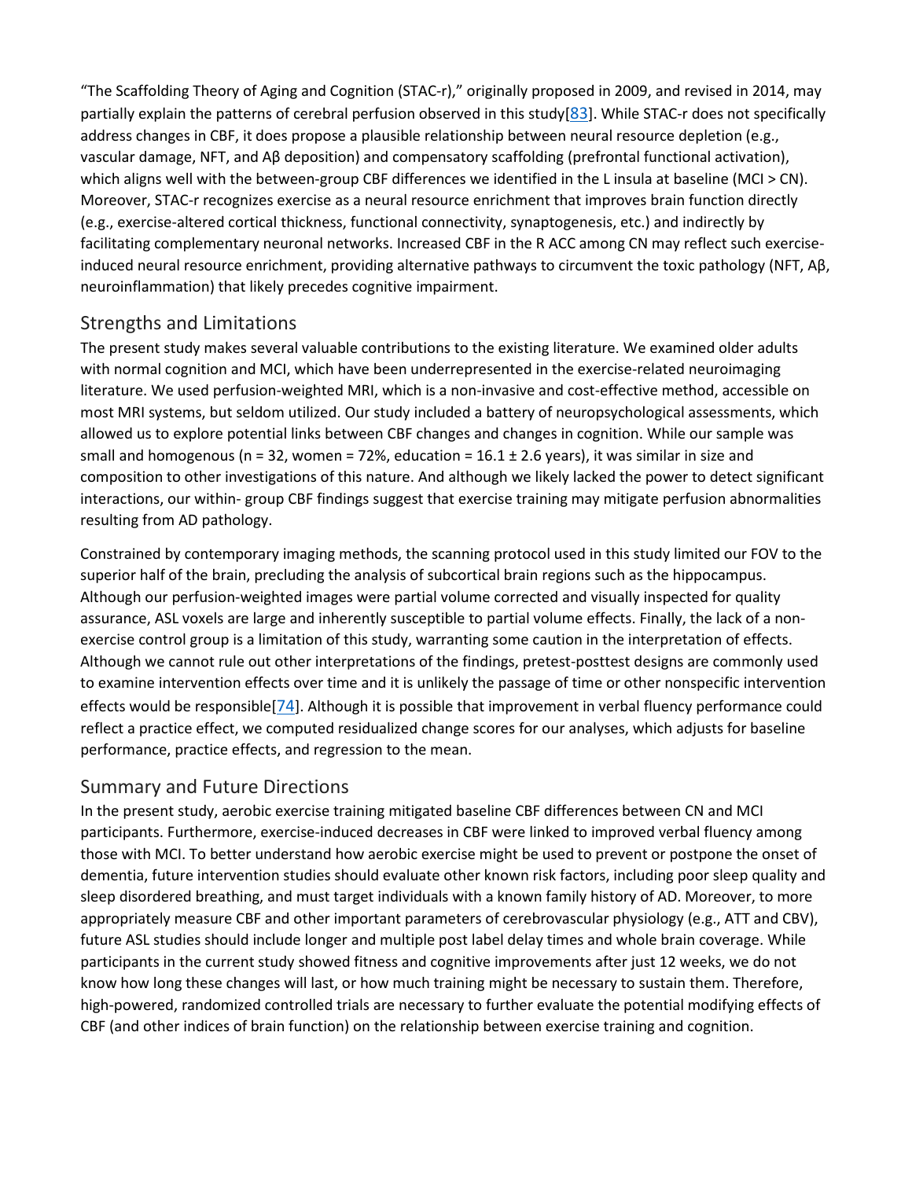"The Scaffolding Theory of Aging and Cognition (STAC-r)," originally proposed in 2009, and revised in 2014, may partially explain the patterns of cerebral perfusion observed in this study[83]. While STAC-r does not specifically address changes in CBF, it does propose a plausible relationship between neural resource depletion (e.g., vascular damage, NFT, and Aβ deposition) and compensatory scaffolding (prefrontal functional activation), which aligns well with the between-group CBF differences we identified in the L insula at baseline (MCI > CN). Moreover, STAC-r recognizes exercise as a neural resource enrichment that improves brain function directly (e.g., exercise-altered cortical thickness, functional connectivity, synaptogenesis, etc.) and indirectly by facilitating complementary neuronal networks. Increased CBF in the R ACC among CN may reflect such exercise-induced neural resource enrichment, providing alternative pathways to circumvent the toxic pathology (NFT, Aβ, neuroinflammation) that likely precedes cognitive impairment.

## Strengths and Limitations

The present study makes several valuable contributions to the existing literature. We examined older adults with normal cognition and MCI, which have been underrepresented in the exercise-related neuroimaging literature. We used perfusion-weighted MRI, which is a non-invasive and cost-effective method, accessible on most MRI systems, but seldom utilized. Our study included a battery of neuropsychological assessments, which allowed us to explore potential links between CBF changes and changes in cognition. While our sample was small and homogenous (n = 32, women = 72%, education = 16.1 ± 2.6 years), it was similar in size and composition to other investigations of this nature. And although we likely lacked the power to detect significant interactions, our within- group CBF findings suggest that exercise training may mitigate perfusion abnormalities resulting from AD pathology.

Constrained by contemporary imaging methods, the scanning protocol used in this study limited our FOV to the superior half of the brain, precluding the analysis of subcortical brain regions such as the hippocampus. Although our perfusion-weighted images were partial volume corrected and visually inspected for quality assurance, ASL voxels are large and inherently susceptible to partial volume effects. Finally, the lack of a non-exercise control group is a limitation of this study, warranting some caution in the interpretation of effects. Although we cannot rule out other interpretations of the findings, pretest-posttest designs are commonly used to examine intervention effects over time and it is unlikely the passage of time or other nonspecific intervention effects would be responsible[74]. Although it is possible that improvement in verbal fluency performance could reflect a practice effect, we computed residualized change scores for our analyses, which adjusts for baseline performance, practice effects, and regression to the mean.

## Summary and Future Directions

In the present study, aerobic exercise training mitigated baseline CBF differences between CN and MCI participants. Furthermore, exercise-induced decreases in CBF were linked to improved verbal fluency among those with MCI. To better understand how aerobic exercise might be used to prevent or postpone the onset of dementia, future intervention studies should evaluate other known risk factors, including poor sleep quality and sleep disordered breathing, and must target individuals with a known family history of AD. Moreover, to more appropriately measure CBF and other important parameters of cerebrovascular physiology (e.g., ATT and CBV), future ASL studies should include longer and multiple post label delay times and whole brain coverage. While participants in the current study showed fitness and cognitive improvements after just 12 weeks, we do not know how long these changes will last, or how much training might be necessary to sustain them. Therefore, high-powered, randomized controlled trials are necessary to further evaluate the potential modifying effects of CBF (and other indices of brain function) on the relationship between exercise training and cognition.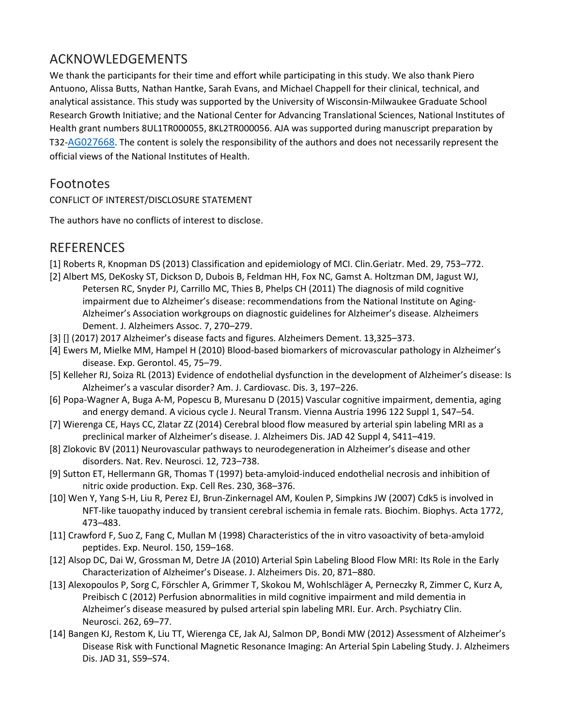## ACKNOWLEDGEMENTS

We thank the participants for their time and effort while participating in this study. We also thank Piero Antuono, Alissa Butts, Nathan Hantke, Sarah Evans, and Michael Chappell for their clinical, technical, and analytical assistance. This study was supported by the University of Wisconsin-Milwaukee Graduate School Research Growth Initiative; and the National Center for Advancing Translational Sciences, National Institutes of Health grant numbers 8UL1TR000055, 8KL2TR000056. AJA was supported during manuscript preparation by T32-AG027668. The content is solely the responsibility of the authors and does not necessarily represent the official views of the National Institutes of Health.

## Footnotes

CONFLICT OF INTEREST/DISCLOSURE STATEMENT

The authors have no conflicts of interest to disclose.

## REFERENCES

[1] Roberts R, Knopman DS (2013) Classification and epidemiology of MCI. Clin.Geriatr. Med. 29, 753–772.

[2] Albert MS, DeKosky ST, Dickson D, Dubois B, Feldman HH, Fox NC, Gamst A. Holtzman DM, Jagust WJ, Petersen RC, Snyder PJ, Carrillo MC, Thies B, Phelps CH (2011) The diagnosis of mild cognitive impairment due to Alzheimer's disease: recommendations from the National Institute on Aging-Alzheimer's Association workgroups on diagnostic guidelines for Alzheimer's disease. Alzheimers Dement. J. Alzheimers Assoc. 7, 270–279.

[3] [] (2017) 2017 Alzheimer's disease facts and figures. Alzheimers Dement. 13,325–373.

[4] Ewers M, Mielke MM, Hampel H (2010) Blood-based biomarkers of microvascular pathology in Alzheimer's disease. Exp. Gerontol. 45, 75–79.

[5] Kelleher RJ, Soiza RL (2013) Evidence of endothelial dysfunction in the development of Alzheimer's disease: Is Alzheimer's a vascular disorder? Am. J. Cardiovasc. Dis. 3, 197–226.

[6] Popa-Wagner A, Buga A-M, Popescu B, Muresanu D (2015) Vascular cognitive impairment, dementia, aging and energy demand. A vicious cycle J. Neural Transm. Vienna Austria 1996 122 Suppl 1, S47–54.

[7] Wierenga CE, Hays CC, Zlatar ZZ (2014) Cerebral blood flow measured by arterial spin labeling MRI as a preclinical marker of Alzheimer's disease. J. Alzheimers Dis. JAD 42 Suppl 4, S411–419.

[8] Zlokovic BV (2011) Neurovascular pathways to neurodegeneration in Alzheimer's disease and other disorders. Nat. Rev. Neurosci. 12, 723–738.

[9] Sutton ET, Hellermann GR, Thomas T (1997) beta-amyloid-induced endothelial necrosis and inhibition of nitric oxide production. Exp. Cell Res. 230, 368–376.

[10] Wen Y, Yang S-H, Liu R, Perez EJ, Brun-Zinkernagel AM, Koulen P, Simpkins JW (2007) Cdk5 is involved in NFT-like tauopathy induced by transient cerebral ischemia in female rats. Biochim. Biophys. Acta 1772, 473–483.

[11] Crawford F, Suo Z, Fang C, Mullan M (1998) Characteristics of the in vitro vasoactivity of beta-amyloid peptides. Exp. Neurol. 150, 159–168.

[12] Alsop DC, Dai W, Grossman M, Detre JA (2010) Arterial Spin Labeling Blood Flow MRI: Its Role in the Early Characterization of Alzheimer's Disease. J. Alzheimers Dis. 20, 871–880.

[13] Alexopoulos P, Sorg C, Förschler A, Grimmer T, Skokou M, Wohlschläger A, Perneczky R, Zimmer C, Kurz A, Preibisch C (2012) Perfusion abnormalities in mild cognitive impairment and mild dementia in Alzheimer's disease measured by pulsed arterial spin labeling MRI. Eur. Arch. Psychiatry Clin. Neurosci. 262, 69–77.

[14] Bangen KJ, Restom K, Liu TT, Wierenga CE, Jak AJ, Salmon DP, Bondi MW (2012) Assessment of Alzheimer's Disease Risk with Functional Magnetic Resonance Imaging: An Arterial Spin Labeling Study. J. Alzheimers Dis. JAD 31, S59–S74.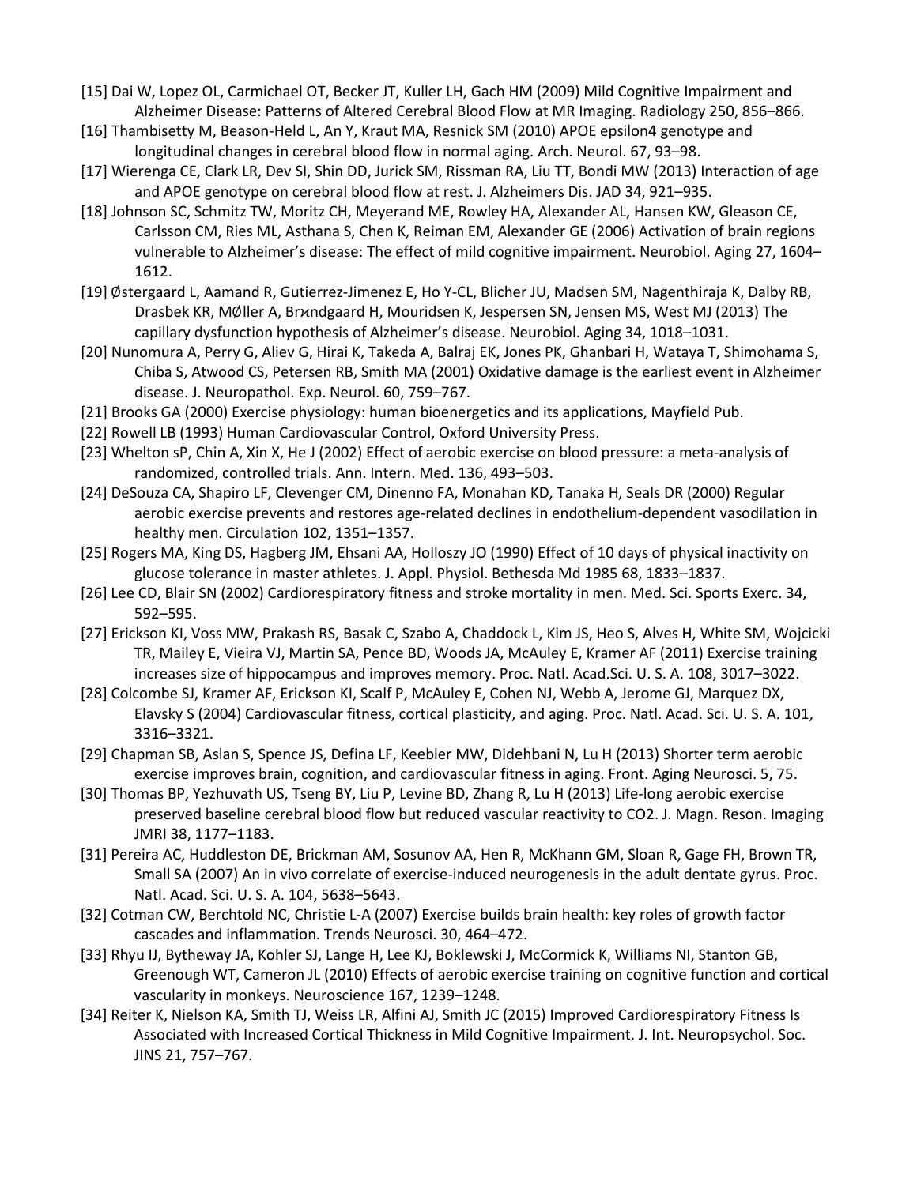[15] Dai W, Lopez OL, Carmichael OT, Becker JT, Kuller LH, Gach HM (2009) Mild Cognitive Impairment and Alzheimer Disease: Patterns of Altered Cerebral Blood Flow at MR Imaging. Radiology 250, 856–866.

[16] Thambisetty M, Beason-Held L, An Y, Kraut MA, Resnick SM (2010) APOE epsilon4 genotype and longitudinal changes in cerebral blood flow in normal aging. Arch. Neurol. 67, 93–98.

[17] Wierenga CE, Clark LR, Dev SI, Shin DD, Jurick SM, Rissman RA, Liu TT, Bondi MW (2013) Interaction of age and APOE genotype on cerebral blood flow at rest. J. Alzheimers Dis. JAD 34, 921–935.

[18] Johnson SC, Schmitz TW, Moritz CH, Meyerand ME, Rowley HA, Alexander AL, Hansen KW, Gleason CE, Carlsson CM, Ries ML, Asthana S, Chen K, Reiman EM, Alexander GE (2006) Activation of brain regions vulnerable to Alzheimer's disease: The effect of mild cognitive impairment. Neurobiol. Aging 27, 1604–1612.

[19] Østergaard L, Aamand R, Gutierrez-Jimenez E, Ho Y-CL, Blicher JU, Madsen SM, Nagenthiraja K, Dalby RB, Drasbek KR, MØller A, Brϰndgaard H, Mouridsen K, Jespersen SN, Jensen MS, West MJ (2013) The capillary dysfunction hypothesis of Alzheimer's disease. Neurobiol. Aging 34, 1018–1031.

[20] Nunomura A, Perry G, Aliev G, Hirai K, Takeda A, Balraj EK, Jones PK, Ghanbari H, Wataya T, Shimohama S, Chiba S, Atwood CS, Petersen RB, Smith MA (2001) Oxidative damage is the earliest event in Alzheimer disease. J. Neuropathol. Exp. Neurol. 60, 759–767.

[21] Brooks GA (2000) Exercise physiology: human bioenergetics and its applications, Mayfield Pub.

[22] Rowell LB (1993) Human Cardiovascular Control, Oxford University Press.

[23] Whelton sP, Chin A, Xin X, He J (2002) Effect of aerobic exercise on blood pressure: a meta-analysis of randomized, controlled trials. Ann. Intern. Med. 136, 493–503.

[24] DeSouza CA, Shapiro LF, Clevenger CM, Dinenno FA, Monahan KD, Tanaka H, Seals DR (2000) Regular aerobic exercise prevents and restores age-related declines in endothelium-dependent vasodilation in healthy men. Circulation 102, 1351–1357.

[25] Rogers MA, King DS, Hagberg JM, Ehsani AA, Holloszy JO (1990) Effect of 10 days of physical inactivity on glucose tolerance in master athletes. J. Appl. Physiol. Bethesda Md 1985 68, 1833–1837.

[26] Lee CD, Blair SN (2002) Cardiorespiratory fitness and stroke mortality in men. Med. Sci. Sports Exerc. 34, 592–595.

[27] Erickson KI, Voss MW, Prakash RS, Basak C, Szabo A, Chaddock L, Kim JS, Heo S, Alves H, White SM, Wojcicki TR, Mailey E, Vieira VJ, Martin SA, Pence BD, Woods JA, McAuley E, Kramer AF (2011) Exercise training increases size of hippocampus and improves memory. Proc. Natl. Acad.Sci. U. S. A. 108, 3017–3022.

[28] Colcombe SJ, Kramer AF, Erickson KI, Scalf P, McAuley E, Cohen NJ, Webb A, Jerome GJ, Marquez DX, Elavsky S (2004) Cardiovascular fitness, cortical plasticity, and aging. Proc. Natl. Acad. Sci. U. S. A. 101, 3316–3321.

[29] Chapman SB, Aslan S, Spence JS, Defina LF, Keebler MW, Didehbani N, Lu H (2013) Shorter term aerobic exercise improves brain, cognition, and cardiovascular fitness in aging. Front. Aging Neurosci. 5, 75.

[30] Thomas BP, Yezhuvath US, Tseng BY, Liu P, Levine BD, Zhang R, Lu H (2013) Life-long aerobic exercise preserved baseline cerebral blood flow but reduced vascular reactivity to CO2. J. Magn. Reson. Imaging JMRI 38, 1177–1183.

[31] Pereira AC, Huddleston DE, Brickman AM, Sosunov AA, Hen R, McKhann GM, Sloan R, Gage FH, Brown TR, Small SA (2007) An in vivo correlate of exercise-induced neurogenesis in the adult dentate gyrus. Proc. Natl. Acad. Sci. U. S. A. 104, 5638–5643.

[32] Cotman CW, Berchtold NC, Christie L-A (2007) Exercise builds brain health: key roles of growth factor cascades and inflammation. Trends Neurosci. 30, 464–472.

[33] Rhyu IJ, Bytheway JA, Kohler SJ, Lange H, Lee KJ, Boklewski J, McCormick K, Williams NI, Stanton GB, Greenough WT, Cameron JL (2010) Effects of aerobic exercise training on cognitive function and cortical vascularity in monkeys. Neuroscience 167, 1239–1248.

[34] Reiter K, Nielson KA, Smith TJ, Weiss LR, Alfini AJ, Smith JC (2015) Improved Cardiorespiratory Fitness Is Associated with Increased Cortical Thickness in Mild Cognitive Impairment. J. Int. Neuropsychol. Soc. JINS 21, 757–767.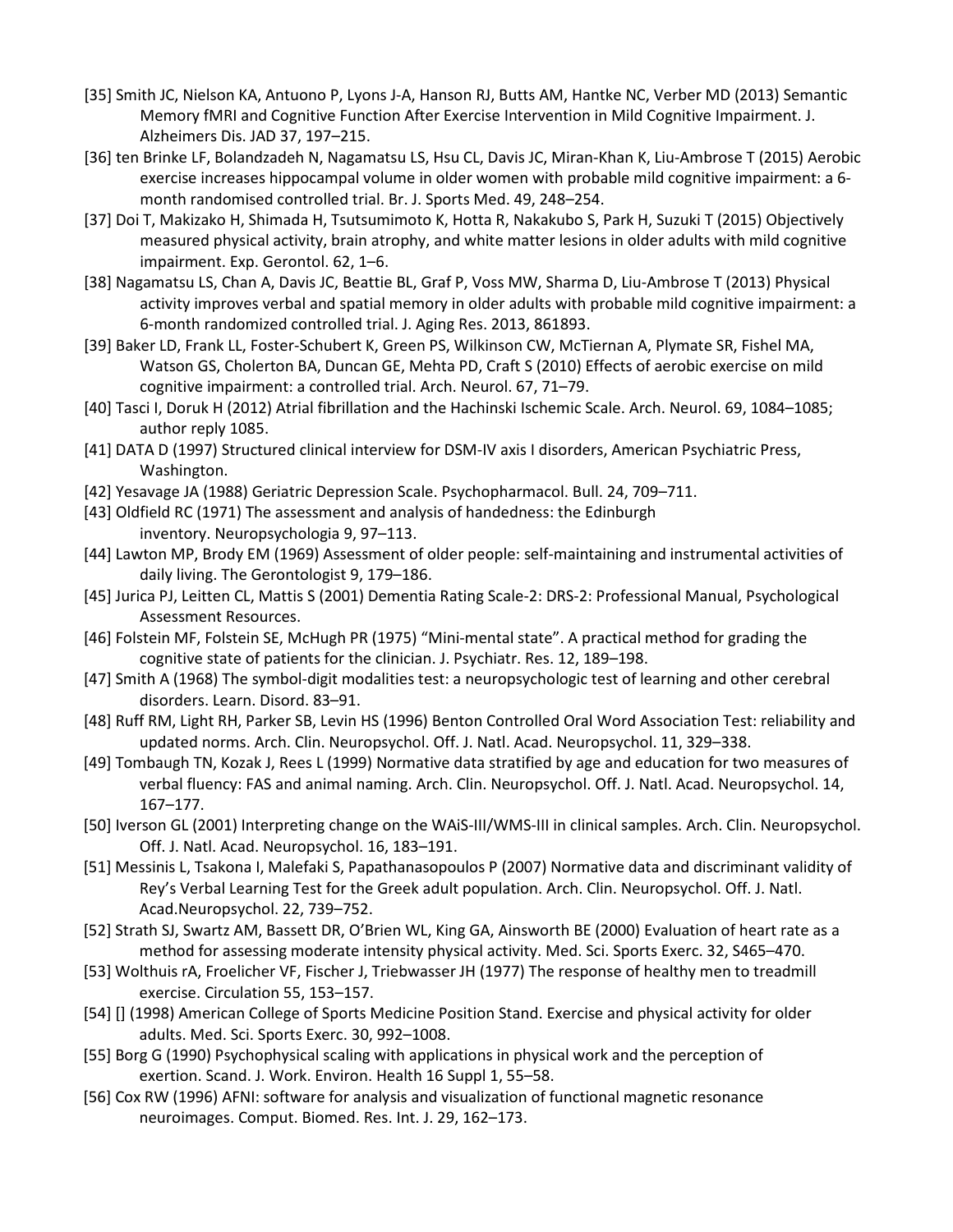[35] Smith JC, Nielson KA, Antuono P, Lyons J-A, Hanson RJ, Butts AM, Hantke NC, Verber MD (2013) Semantic Memory fMRI and Cognitive Function After Exercise Intervention in Mild Cognitive Impairment. J. Alzheimers Dis. JAD 37, 197–215.

[36] ten Brinke LF, Bolandzadeh N, Nagamatsu LS, Hsu CL, Davis JC, Miran-Khan K, Liu-Ambrose T (2015) Aerobic exercise increases hippocampal volume in older women with probable mild cognitive impairment: a 6-month randomised controlled trial. Br. J. Sports Med. 49, 248–254.

[37] Doi T, Makizako H, Shimada H, Tsutsumimoto K, Hotta R, Nakakubo S, Park H, Suzuki T (2015) Objectively measured physical activity, brain atrophy, and white matter lesions in older adults with mild cognitive impairment. Exp. Gerontol. 62, 1–6.

[38] Nagamatsu LS, Chan A, Davis JC, Beattie BL, Graf P, Voss MW, Sharma D, Liu-Ambrose T (2013) Physical activity improves verbal and spatial memory in older adults with probable mild cognitive impairment: a 6-month randomized controlled trial. J. Aging Res. 2013, 861893.

[39] Baker LD, Frank LL, Foster-Schubert K, Green PS, Wilkinson CW, McTiernan A, Plymate SR, Fishel MA, Watson GS, Cholerton BA, Duncan GE, Mehta PD, Craft S (2010) Effects of aerobic exercise on mild cognitive impairment: a controlled trial. Arch. Neurol. 67, 71–79.

[40] Tasci I, Doruk H (2012) Atrial fibrillation and the Hachinski Ischemic Scale. Arch. Neurol. 69, 1084–1085; author reply 1085.

[41] DATA D (1997) Structured clinical interview for DSM-IV axis I disorders, American Psychiatric Press, Washington.

[42] Yesavage JA (1988) Geriatric Depression Scale. Psychopharmacol. Bull. 24, 709–711.

[43] Oldfield RC (1971) The assessment and analysis of handedness: the Edinburgh inventory. Neuropsychologia 9, 97–113.

[44] Lawton MP, Brody EM (1969) Assessment of older people: self-maintaining and instrumental activities of daily living. The Gerontologist 9, 179–186.

[45] Jurica PJ, Leitten CL, Mattis S (2001) Dementia Rating Scale-2: DRS-2: Professional Manual, Psychological Assessment Resources.

[46] Folstein MF, Folstein SE, McHugh PR (1975) "Mini-mental state". A practical method for grading the cognitive state of patients for the clinician. J. Psychiatr. Res. 12, 189–198.

[47] Smith A (1968) The symbol-digit modalities test: a neuropsychologic test of learning and other cerebral disorders. Learn. Disord. 83–91.

[48] Ruff RM, Light RH, Parker SB, Levin HS (1996) Benton Controlled Oral Word Association Test: reliability and updated norms. Arch. Clin. Neuropsychol. Off. J. Natl. Acad. Neuropsychol. 11, 329–338.

[49] Tombaugh TN, Kozak J, Rees L (1999) Normative data stratified by age and education for two measures of verbal fluency: FAS and animal naming. Arch. Clin. Neuropsychol. Off. J. Natl. Acad. Neuropsychol. 14, 167–177.

[50] Iverson GL (2001) Interpreting change on the WAiS-III/WMS-III in clinical samples. Arch. Clin. Neuropsychol. Off. J. Natl. Acad. Neuropsychol. 16, 183–191.

[51] Messinis L, Tsakona I, Malefaki S, Papathanasopoulos P (2007) Normative data and discriminant validity of Rey's Verbal Learning Test for the Greek adult population. Arch. Clin. Neuropsychol. Off. J. Natl. Acad.Neuropsychol. 22, 739–752.

[52] Strath SJ, Swartz AM, Bassett DR, O'Brien WL, King GA, Ainsworth BE (2000) Evaluation of heart rate as a method for assessing moderate intensity physical activity. Med. Sci. Sports Exerc. 32, S465–470.

[53] Wolthuis rA, Froelicher VF, Fischer J, Triebwasser JH (1977) The response of healthy men to treadmill exercise. Circulation 55, 153–157.

[54] [] (1998) American College of Sports Medicine Position Stand. Exercise and physical activity for older adults. Med. Sci. Sports Exerc. 30, 992–1008.

[55] Borg G (1990) Psychophysical scaling with applications in physical work and the perception of exertion. Scand. J. Work. Environ. Health 16 Suppl 1, 55–58.

[56] Cox RW (1996) AFNI: software for analysis and visualization of functional magnetic resonance neuroimages. Comput. Biomed. Res. Int. J. 29, 162–173.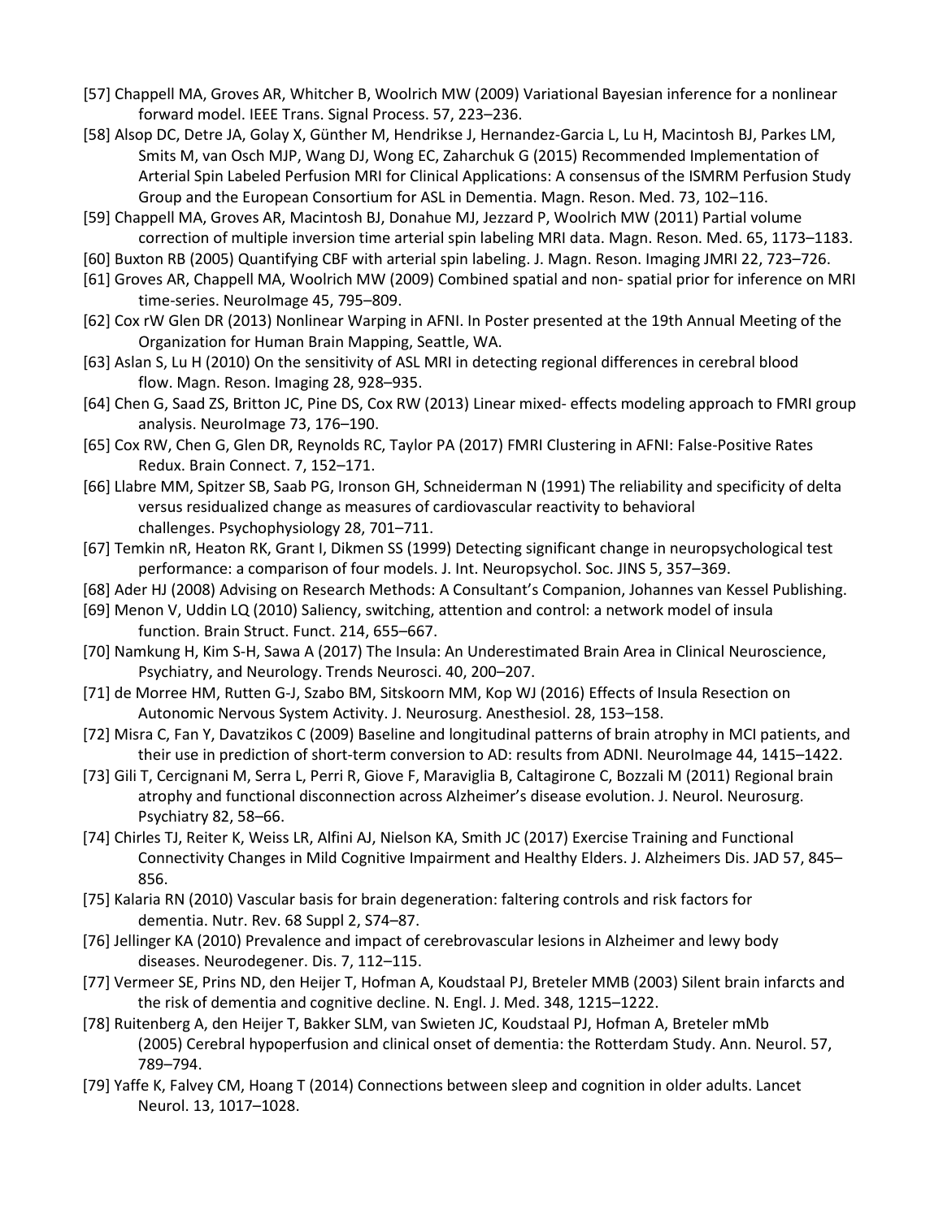[57] Chappell MA, Groves AR, Whitcher B, Woolrich MW (2009) Variational Bayesian inference for a nonlinear forward model. IEEE Trans. Signal Process. 57, 223–236.

[58] Alsop DC, Detre JA, Golay X, Günther M, Hendrikse J, Hernandez-Garcia L, Lu H, Macintosh BJ, Parkes LM, Smits M, van Osch MJP, Wang DJ, Wong EC, Zaharchuk G (2015) Recommended Implementation of Arterial Spin Labeled Perfusion MRI for Clinical Applications: A consensus of the ISMRM Perfusion Study Group and the European Consortium for ASL in Dementia. Magn. Reson. Med. 73, 102–116.

[59] Chappell MA, Groves AR, Macintosh BJ, Donahue MJ, Jezzard P, Woolrich MW (2011) Partial volume correction of multiple inversion time arterial spin labeling MRI data. Magn. Reson. Med. 65, 1173–1183.

[60] Buxton RB (2005) Quantifying CBF with arterial spin labeling. J. Magn. Reson. Imaging JMRI 22, 723–726.

[61] Groves AR, Chappell MA, Woolrich MW (2009) Combined spatial and non- spatial prior for inference on MRI time-series. NeuroImage 45, 795–809.

[62] Cox rW Glen DR (2013) Nonlinear Warping in AFNI. In Poster presented at the 19th Annual Meeting of the Organization for Human Brain Mapping, Seattle, WA.

[63] Aslan S, Lu H (2010) On the sensitivity of ASL MRI in detecting regional differences in cerebral blood flow. Magn. Reson. Imaging 28, 928–935.

[64] Chen G, Saad ZS, Britton JC, Pine DS, Cox RW (2013) Linear mixed- effects modeling approach to FMRI group analysis. NeuroImage 73, 176–190.

[65] Cox RW, Chen G, Glen DR, Reynolds RC, Taylor PA (2017) FMRI Clustering in AFNI: False-Positive Rates Redux. Brain Connect. 7, 152–171.

[66] Llabre MM, Spitzer SB, Saab PG, Ironson GH, Schneiderman N (1991) The reliability and specificity of delta versus residualized change as measures of cardiovascular reactivity to behavioral challenges. Psychophysiology 28, 701–711.

[67] Temkin nR, Heaton RK, Grant I, Dikmen SS (1999) Detecting significant change in neuropsychological test performance: a comparison of four models. J. Int. Neuropsychol. Soc. JINS 5, 357–369.

[68] Ader HJ (2008) Advising on Research Methods: A Consultant's Companion, Johannes van Kessel Publishing.

[69] Menon V, Uddin LQ (2010) Saliency, switching, attention and control: a network model of insula function. Brain Struct. Funct. 214, 655–667.

[70] Namkung H, Kim S-H, Sawa A (2017) The Insula: An Underestimated Brain Area in Clinical Neuroscience, Psychiatry, and Neurology. Trends Neurosci. 40, 200–207.

[71] de Morree HM, Rutten G-J, Szabo BM, Sitskoorn MM, Kop WJ (2016) Effects of Insula Resection on Autonomic Nervous System Activity. J. Neurosurg. Anesthesiol. 28, 153–158.

[72] Misra C, Fan Y, Davatzikos C (2009) Baseline and longitudinal patterns of brain atrophy in MCI patients, and their use in prediction of short-term conversion to AD: results from ADNI. NeuroImage 44, 1415–1422.

[73] Gili T, Cercignani M, Serra L, Perri R, Giove F, Maraviglia B, Caltagirone C, Bozzali M (2011) Regional brain atrophy and functional disconnection across Alzheimer's disease evolution. J. Neurol. Neurosurg. Psychiatry 82, 58–66.

[74] Chirles TJ, Reiter K, Weiss LR, Alfini AJ, Nielson KA, Smith JC (2017) Exercise Training and Functional Connectivity Changes in Mild Cognitive Impairment and Healthy Elders. J. Alzheimers Dis. JAD 57, 845–856.

[75] Kalaria RN (2010) Vascular basis for brain degeneration: faltering controls and risk factors for dementia. Nutr. Rev. 68 Suppl 2, S74–87.

[76] Jellinger KA (2010) Prevalence and impact of cerebrovascular lesions in Alzheimer and lewy body diseases. Neurodegener. Dis. 7, 112–115.

[77] Vermeer SE, Prins ND, den Heijer T, Hofman A, Koudstaal PJ, Breteler MMB (2003) Silent brain infarcts and the risk of dementia and cognitive decline. N. Engl. J. Med. 348, 1215–1222.

[78] Ruitenberg A, den Heijer T, Bakker SLM, van Swieten JC, Koudstaal PJ, Hofman A, Breteler mMb (2005) Cerebral hypoperfusion and clinical onset of dementia: the Rotterdam Study. Ann. Neurol. 57, 789–794.

[79] Yaffe K, Falvey CM, Hoang T (2014) Connections between sleep and cognition in older adults. Lancet Neurol. 13, 1017–1028.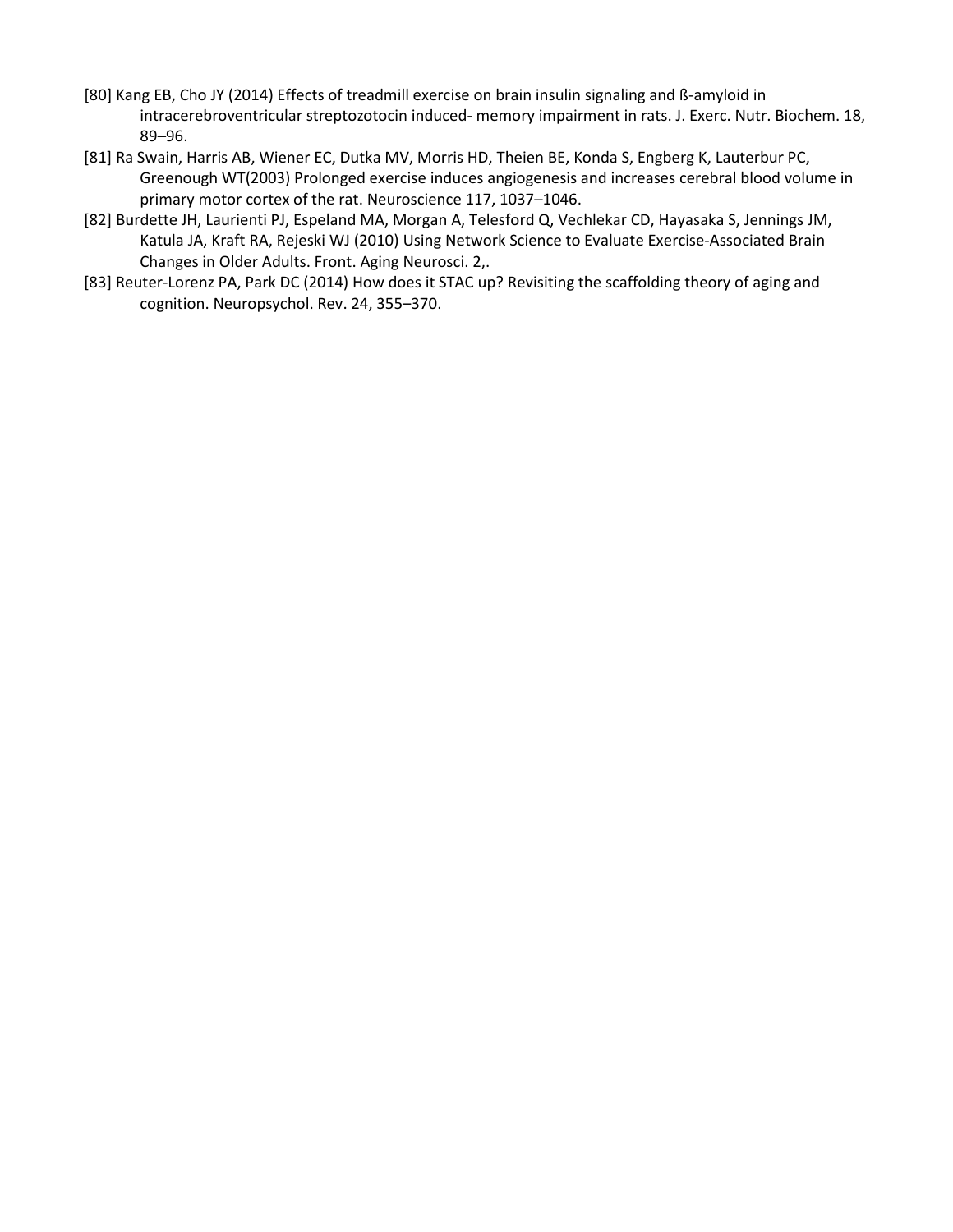[80] Kang EB, Cho JY (2014) Effects of treadmill exercise on brain insulin signaling and ß-amyloid in intracerebroventricular streptozotocin induced- memory impairment in rats. J. Exerc. Nutr. Biochem. 18, 89–96.

[81] Ra Swain, Harris AB, Wiener EC, Dutka MV, Morris HD, Theien BE, Konda S, Engberg K, Lauterbur PC, Greenough WT(2003) Prolonged exercise induces angiogenesis and increases cerebral blood volume in primary motor cortex of the rat. Neuroscience 117, 1037–1046.

[82] Burdette JH, Laurienti PJ, Espeland MA, Morgan A, Telesford Q, Vechlekar CD, Hayasaka S, Jennings JM, Katula JA, Kraft RA, Rejeski WJ (2010) Using Network Science to Evaluate Exercise-Associated Brain Changes in Older Adults. Front. Aging Neurosci. 2,.

[83] Reuter-Lorenz PA, Park DC (2014) How does it STAC up? Revisiting the scaffolding theory of aging and cognition. Neuropsychol. Rev. 24, 355–370.